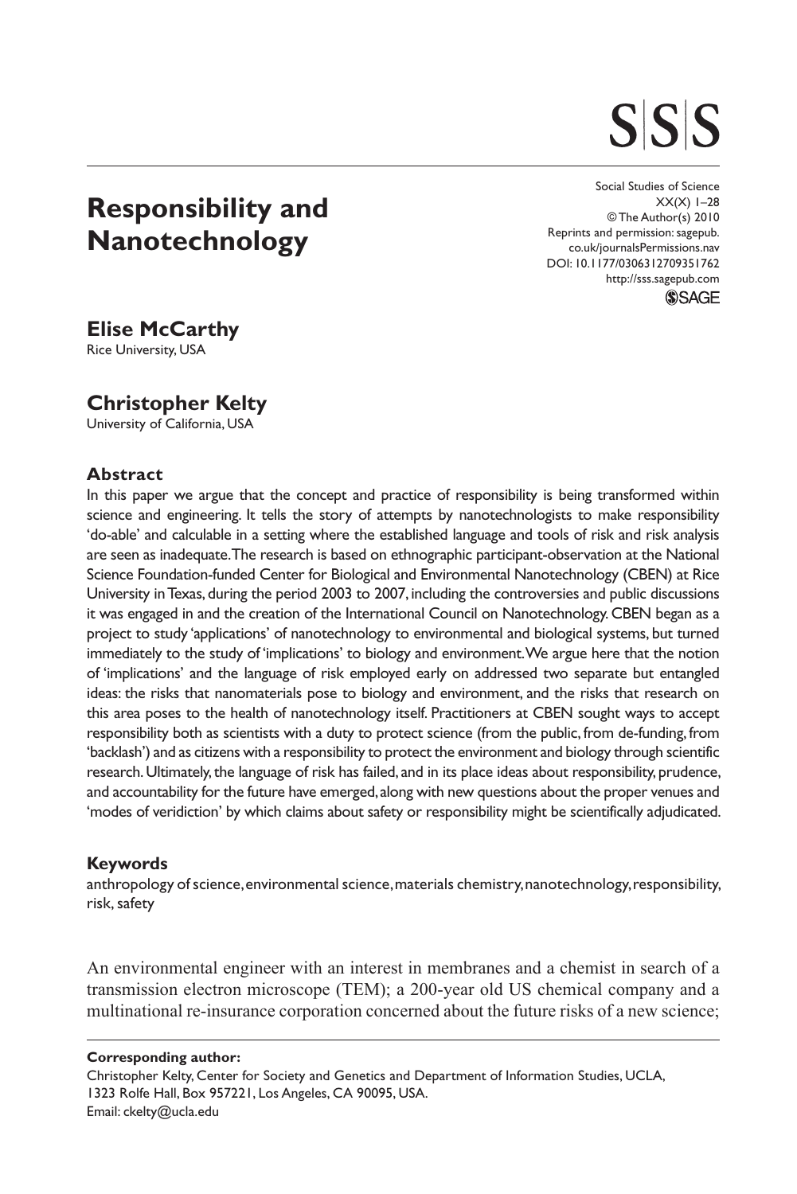# Responsibility and Nanotechnology

Social Studies of Science
XX(X) 1–28
© The Author(s) 2010
Reprints and permission: sagepub.co.uk/journalsPermissions.nav
DOI: 10.1177/0306312709351762
http://sss.sagepub.com

**Elise McCarthy**
Rice University, USA

**Christopher Kelty**
University of California, USA

### Abstract

In this paper we argue that the concept and practice of responsibility is being transformed within science and engineering. It tells the story of attempts by nanotechnologists to make responsibility 'do-able' and calculable in a setting where the established language and tools of risk and risk analysis are seen as inadequate. The research is based on ethnographic participant-observation at the National Science Foundation-funded Center for Biological and Environmental Nanotechnology (CBEN) at Rice University in Texas, during the period 2003 to 2007, including the controversies and public discussions it was engaged in and the creation of the International Council on Nanotechnology. CBEN began as a project to study 'applications' of nanotechnology to environmental and biological systems, but turned immediately to the study of 'implications' to biology and environment. We argue here that the notion of 'implications' and the language of risk employed early on addressed two separate but entangled ideas: the risks that nanomaterials pose to biology and environment, and the risks that research on this area poses to the health of nanotechnology itself. Practitioners at CBEN sought ways to accept responsibility both as scientists with a duty to protect science (from the public, from de-funding, from 'backlash') and as citizens with a responsibility to protect the environment and biology through scientific research. Ultimately, the language of risk has failed, and in its place ideas about responsibility, prudence, and accountability for the future have emerged, along with new questions about the proper venues and 'modes of veridiction' by which claims about safety or responsibility might be scientifically adjudicated.

### Keywords

anthropology of science, environmental science, materials chemistry, nanotechnology, responsibility, risk, safety

An environmental engineer with an interest in membranes and a chemist in search of a transmission electron microscope (TEM); a 200-year old US chemical company and a multinational re-insurance corporation concerned about the future risks of a new science;

**Corresponding author:**
Christopher Kelty, Center for Society and Genetics and Department of Information Studies, UCLA, 1323 Rolfe Hall, Box 957221, Los Angeles, CA 90095, USA.
Email: ckelty@ucla.edu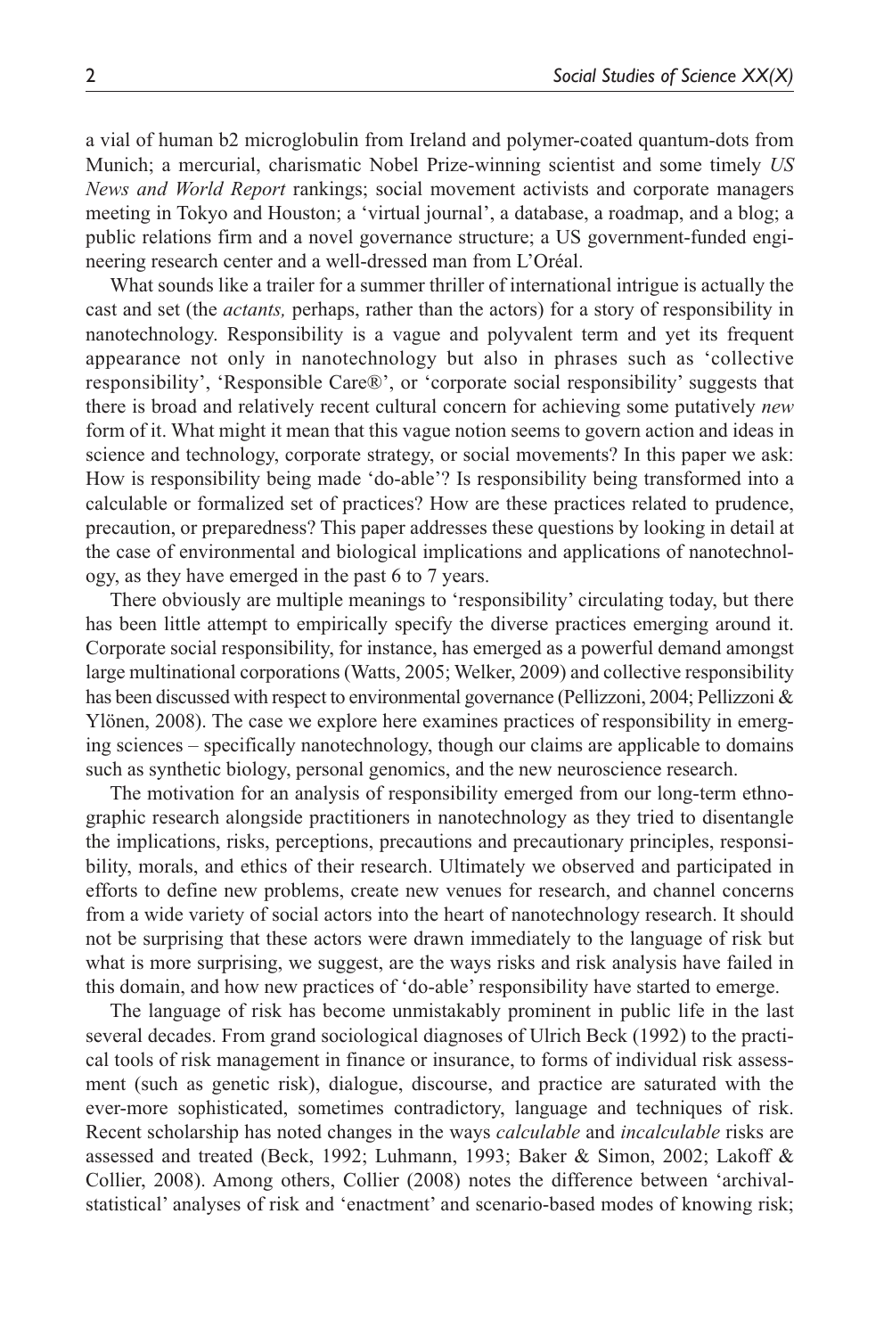a vial of human b2 microglobulin from Ireland and polymer-coated quantum-dots from Munich; a mercurial, charismatic Nobel Prize-winning scientist and some timely *US News and World Report* rankings; social movement activists and corporate managers meeting in Tokyo and Houston; a 'virtual journal', a database, a roadmap, and a blog; a public relations firm and a novel governance structure; a US government-funded engineering research center and a well-dressed man from L'Oréal.

What sounds like a trailer for a summer thriller of international intrigue is actually the cast and set (the *actants,* perhaps, rather than the actors) for a story of responsibility in nanotechnology. Responsibility is a vague and polyvalent term and yet its frequent appearance not only in nanotechnology but also in phrases such as 'collective responsibility', 'Responsible Care®', or 'corporate social responsibility' suggests that there is broad and relatively recent cultural concern for achieving some putatively *new* form of it. What might it mean that this vague notion seems to govern action and ideas in science and technology, corporate strategy, or social movements? In this paper we ask: How is responsibility being made 'do-able'? Is responsibility being transformed into a calculable or formalized set of practices? How are these practices related to prudence, precaution, or preparedness? This paper addresses these questions by looking in detail at the case of environmental and biological implications and applications of nanotechnology, as they have emerged in the past 6 to 7 years.

There obviously are multiple meanings to 'responsibility' circulating today, but there has been little attempt to empirically specify the diverse practices emerging around it. Corporate social responsibility, for instance, has emerged as a powerful demand amongst large multinational corporations (Watts, 2005; Welker, 2009) and collective responsibility has been discussed with respect to environmental governance (Pellizzoni, 2004; Pellizzoni & Ylönen, 2008). The case we explore here examines practices of responsibility in emerging sciences – specifically nanotechnology, though our claims are applicable to domains such as synthetic biology, personal genomics, and the new neuroscience research.

The motivation for an analysis of responsibility emerged from our long-term ethnographic research alongside practitioners in nanotechnology as they tried to disentangle the implications, risks, perceptions, precautions and precautionary principles, responsibility, morals, and ethics of their research. Ultimately we observed and participated in efforts to define new problems, create new venues for research, and channel concerns from a wide variety of social actors into the heart of nanotechnology research. It should not be surprising that these actors were drawn immediately to the language of risk but what is more surprising, we suggest, are the ways risks and risk analysis have failed in this domain, and how new practices of 'do-able' responsibility have started to emerge.

The language of risk has become unmistakably prominent in public life in the last several decades. From grand sociological diagnoses of Ulrich Beck (1992) to the practical tools of risk management in finance or insurance, to forms of individual risk assessment (such as genetic risk), dialogue, discourse, and practice are saturated with the ever-more sophisticated, sometimes contradictory, language and techniques of risk. Recent scholarship has noted changes in the ways *calculable* and *incalculable* risks are assessed and treated (Beck, 1992; Luhmann, 1993; Baker & Simon, 2002; Lakoff & Collier, 2008). Among others, Collier (2008) notes the difference between 'archival-statistical' analyses of risk and 'enactment' and scenario-based modes of knowing risk;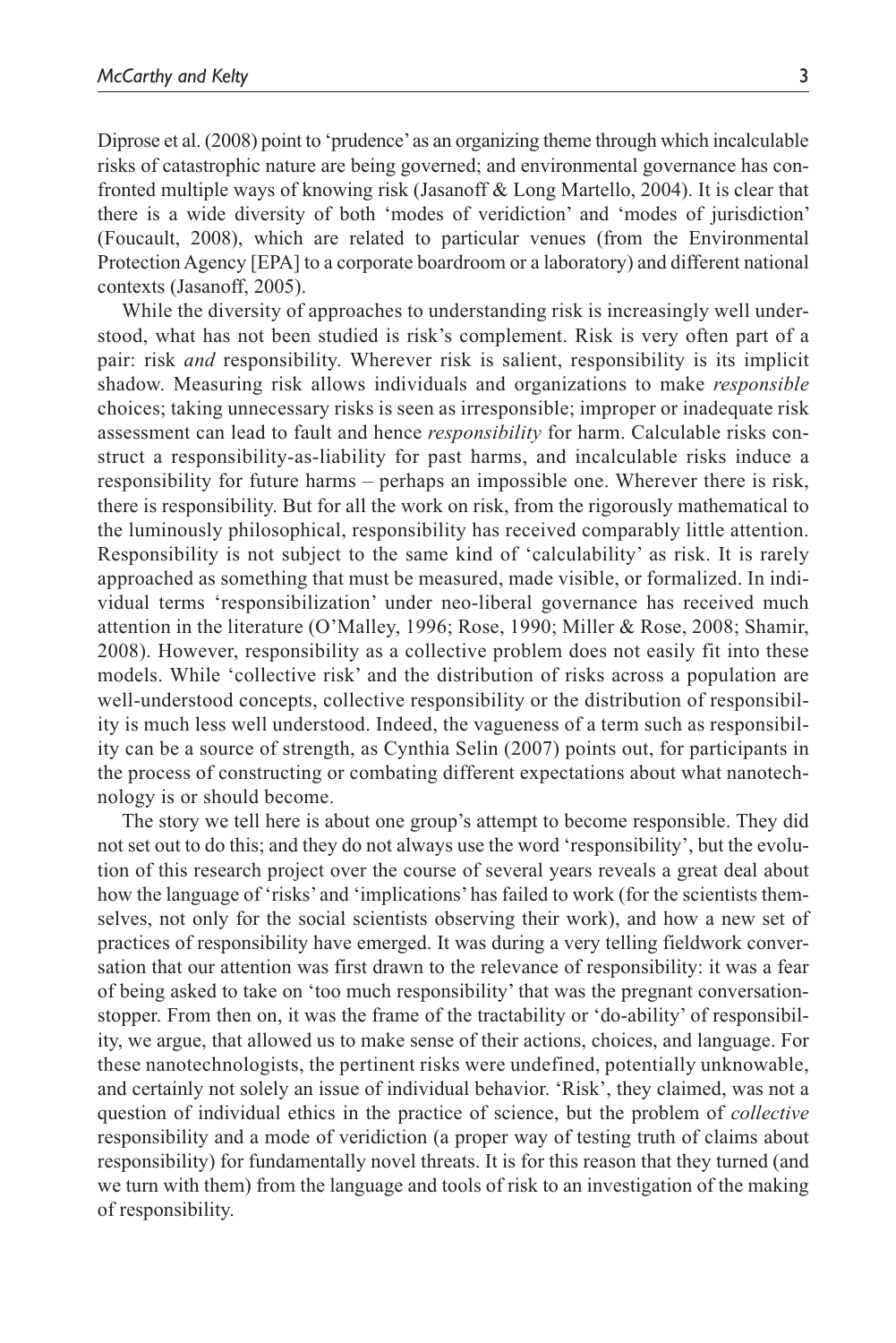Diprose et al. (2008) point to 'prudence' as an organizing theme through which incalculable risks of catastrophic nature are being governed; and environmental governance has confronted multiple ways of knowing risk (Jasanoff & Long Martello, 2004). It is clear that there is a wide diversity of both 'modes of veridiction' and 'modes of jurisdiction' (Foucault, 2008), which are related to particular venues (from the Environmental Protection Agency [EPA] to a corporate boardroom or a laboratory) and different national contexts (Jasanoff, 2005).

While the diversity of approaches to understanding risk is increasingly well understood, what has not been studied is risk's complement. Risk is very often part of a pair: risk *and* responsibility. Wherever risk is salient, responsibility is its implicit shadow. Measuring risk allows individuals and organizations to make *responsible* choices; taking unnecessary risks is seen as irresponsible; improper or inadequate risk assessment can lead to fault and hence *responsibility* for harm. Calculable risks construct a responsibility-as-liability for past harms, and incalculable risks induce a responsibility for future harms – perhaps an impossible one. Wherever there is risk, there is responsibility. But for all the work on risk, from the rigorously mathematical to the luminously philosophical, responsibility has received comparably little attention. Responsibility is not subject to the same kind of 'calculability' as risk. It is rarely approached as something that must be measured, made visible, or formalized. In individual terms 'responsibilization' under neo-liberal governance has received much attention in the literature (O'Malley, 1996; Rose, 1990; Miller & Rose, 2008; Shamir, 2008). However, responsibility as a collective problem does not easily fit into these models. While 'collective risk' and the distribution of risks across a population are well-understood concepts, collective responsibility or the distribution of responsibility is much less well understood. Indeed, the vagueness of a term such as responsibility can be a source of strength, as Cynthia Selin (2007) points out, for participants in the process of constructing or combating different expectations about what nanotechnology is or should become.

The story we tell here is about one group's attempt to become responsible. They did not set out to do this; and they do not always use the word 'responsibility', but the evolution of this research project over the course of several years reveals a great deal about how the language of 'risks' and 'implications' has failed to work (for the scientists themselves, not only for the social scientists observing their work), and how a new set of practices of responsibility have emerged. It was during a very telling fieldwork conversation that our attention was first drawn to the relevance of responsibility: it was a fear of being asked to take on 'too much responsibility' that was the pregnant conversation-stopper. From then on, it was the frame of the tractability or 'do-ability' of responsibility, we argue, that allowed us to make sense of their actions, choices, and language. For these nanotechnologists, the pertinent risks were undefined, potentially unknowable, and certainly not solely an issue of individual behavior. 'Risk', they claimed, was not a question of individual ethics in the practice of science, but the problem of *collective* responsibility and a mode of veridiction (a proper way of testing truth of claims about responsibility) for fundamentally novel threats. It is for this reason that they turned (and we turn with them) from the language and tools of risk to an investigation of the making of responsibility.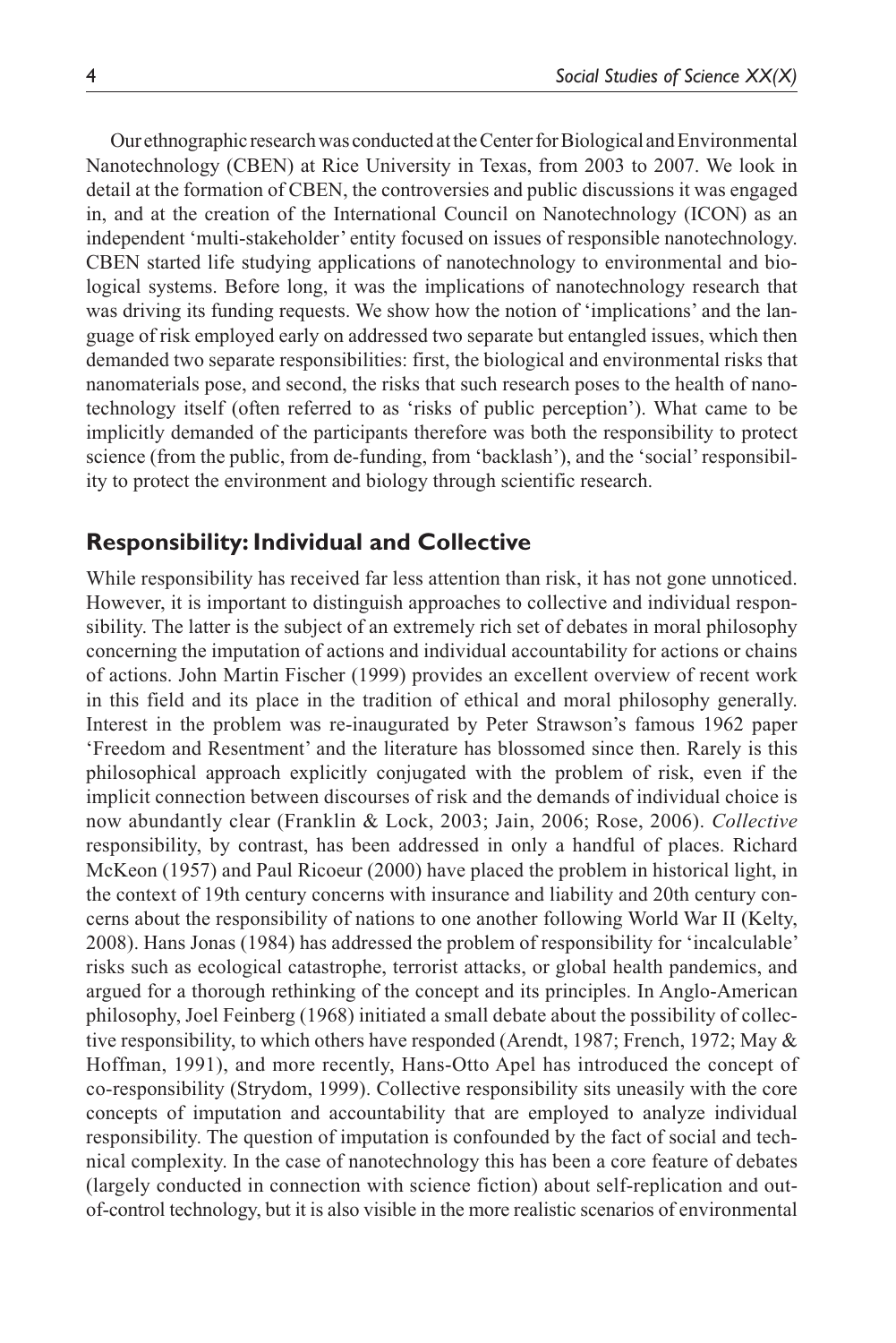Our ethnographic research was conducted at the Center for Biological and Environmental Nanotechnology (CBEN) at Rice University in Texas, from 2003 to 2007. We look in detail at the formation of CBEN, the controversies and public discussions it was engaged in, and at the creation of the International Council on Nanotechnology (ICON) as an independent 'multi-stakeholder' entity focused on issues of responsible nanotechnology. CBEN started life studying applications of nanotechnology to environmental and biological systems. Before long, it was the implications of nanotechnology research that was driving its funding requests. We show how the notion of 'implications' and the language of risk employed early on addressed two separate but entangled issues, which then demanded two separate responsibilities: first, the biological and environmental risks that nanomaterials pose, and second, the risks that such research poses to the health of nanotechnology itself (often referred to as 'risks of public perception'). What came to be implicitly demanded of the participants therefore was both the responsibility to protect science (from the public, from de-funding, from 'backlash'), and the 'social' responsibility to protect the environment and biology through scientific research.

## Responsibility: Individual and Collective

While responsibility has received far less attention than risk, it has not gone unnoticed. However, it is important to distinguish approaches to collective and individual responsibility. The latter is the subject of an extremely rich set of debates in moral philosophy concerning the imputation of actions and individual accountability for actions or chains of actions. John Martin Fischer (1999) provides an excellent overview of recent work in this field and its place in the tradition of ethical and moral philosophy generally. Interest in the problem was re-inaugurated by Peter Strawson's famous 1962 paper 'Freedom and Resentment' and the literature has blossomed since then. Rarely is this philosophical approach explicitly conjugated with the problem of risk, even if the implicit connection between discourses of risk and the demands of individual choice is now abundantly clear (Franklin & Lock, 2003; Jain, 2006; Rose, 2006). *Collective* responsibility, by contrast, has been addressed in only a handful of places. Richard McKeon (1957) and Paul Ricoeur (2000) have placed the problem in historical light, in the context of 19th century concerns with insurance and liability and 20th century concerns about the responsibility of nations to one another following World War II (Kelty, 2008). Hans Jonas (1984) has addressed the problem of responsibility for 'incalculable' risks such as ecological catastrophe, terrorist attacks, or global health pandemics, and argued for a thorough rethinking of the concept and its principles. In Anglo-American philosophy, Joel Feinberg (1968) initiated a small debate about the possibility of collective responsibility, to which others have responded (Arendt, 1987; French, 1972; May & Hoffman, 1991), and more recently, Hans-Otto Apel has introduced the concept of co-responsibility (Strydom, 1999). Collective responsibility sits uneasily with the core concepts of imputation and accountability that are employed to analyze individual responsibility. The question of imputation is confounded by the fact of social and technical complexity. In the case of nanotechnology this has been a core feature of debates (largely conducted in connection with science fiction) about self-replication and out-of-control technology, but it is also visible in the more realistic scenarios of environmental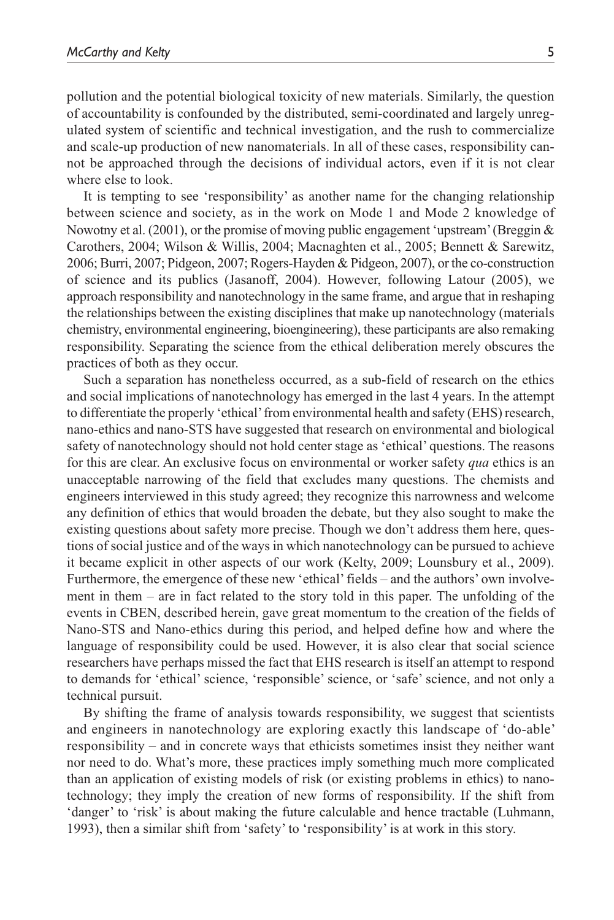pollution and the potential biological toxicity of new materials. Similarly, the question of accountability is confounded by the distributed, semi-coordinated and largely unregulated system of scientific and technical investigation, and the rush to commercialize and scale-up production of new nanomaterials. In all of these cases, responsibility cannot be approached through the decisions of individual actors, even if it is not clear where else to look.

It is tempting to see 'responsibility' as another name for the changing relationship between science and society, as in the work on Mode 1 and Mode 2 knowledge of Nowotny et al. (2001), or the promise of moving public engagement 'upstream' (Breggin & Carothers, 2004; Wilson & Willis, 2004; Macnaghten et al., 2005; Bennett & Sarewitz, 2006; Burri, 2007; Pidgeon, 2007; Rogers-Hayden & Pidgeon, 2007), or the co-construction of science and its publics (Jasanoff, 2004). However, following Latour (2005), we approach responsibility and nanotechnology in the same frame, and argue that in reshaping the relationships between the existing disciplines that make up nanotechnology (materials chemistry, environmental engineering, bioengineering), these participants are also remaking responsibility. Separating the science from the ethical deliberation merely obscures the practices of both as they occur.

Such a separation has nonetheless occurred, as a sub-field of research on the ethics and social implications of nanotechnology has emerged in the last 4 years. In the attempt to differentiate the properly 'ethical' from environmental health and safety (EHS) research, nano-ethics and nano-STS have suggested that research on environmental and biological safety of nanotechnology should not hold center stage as 'ethical' questions. The reasons for this are clear. An exclusive focus on environmental or worker safety *qua* ethics is an unacceptable narrowing of the field that excludes many questions. The chemists and engineers interviewed in this study agreed; they recognize this narrowness and welcome any definition of ethics that would broaden the debate, but they also sought to make the existing questions about safety more precise. Though we don't address them here, questions of social justice and of the ways in which nanotechnology can be pursued to achieve it became explicit in other aspects of our work (Kelty, 2009; Lounsbury et al., 2009). Furthermore, the emergence of these new 'ethical' fields – and the authors' own involvement in them – are in fact related to the story told in this paper. The unfolding of the events in CBEN, described herein, gave great momentum to the creation of the fields of Nano-STS and Nano-ethics during this period, and helped define how and where the language of responsibility could be used. However, it is also clear that social science researchers have perhaps missed the fact that EHS research is itself an attempt to respond to demands for 'ethical' science, 'responsible' science, or 'safe' science, and not only a technical pursuit.

By shifting the frame of analysis towards responsibility, we suggest that scientists and engineers in nanotechnology are exploring exactly this landscape of 'do-able' responsibility – and in concrete ways that ethicists sometimes insist they neither want nor need to do. What's more, these practices imply something much more complicated than an application of existing models of risk (or existing problems in ethics) to nanotechnology; they imply the creation of new forms of responsibility. If the shift from 'danger' to 'risk' is about making the future calculable and hence tractable (Luhmann, 1993), then a similar shift from 'safety' to 'responsibility' is at work in this story.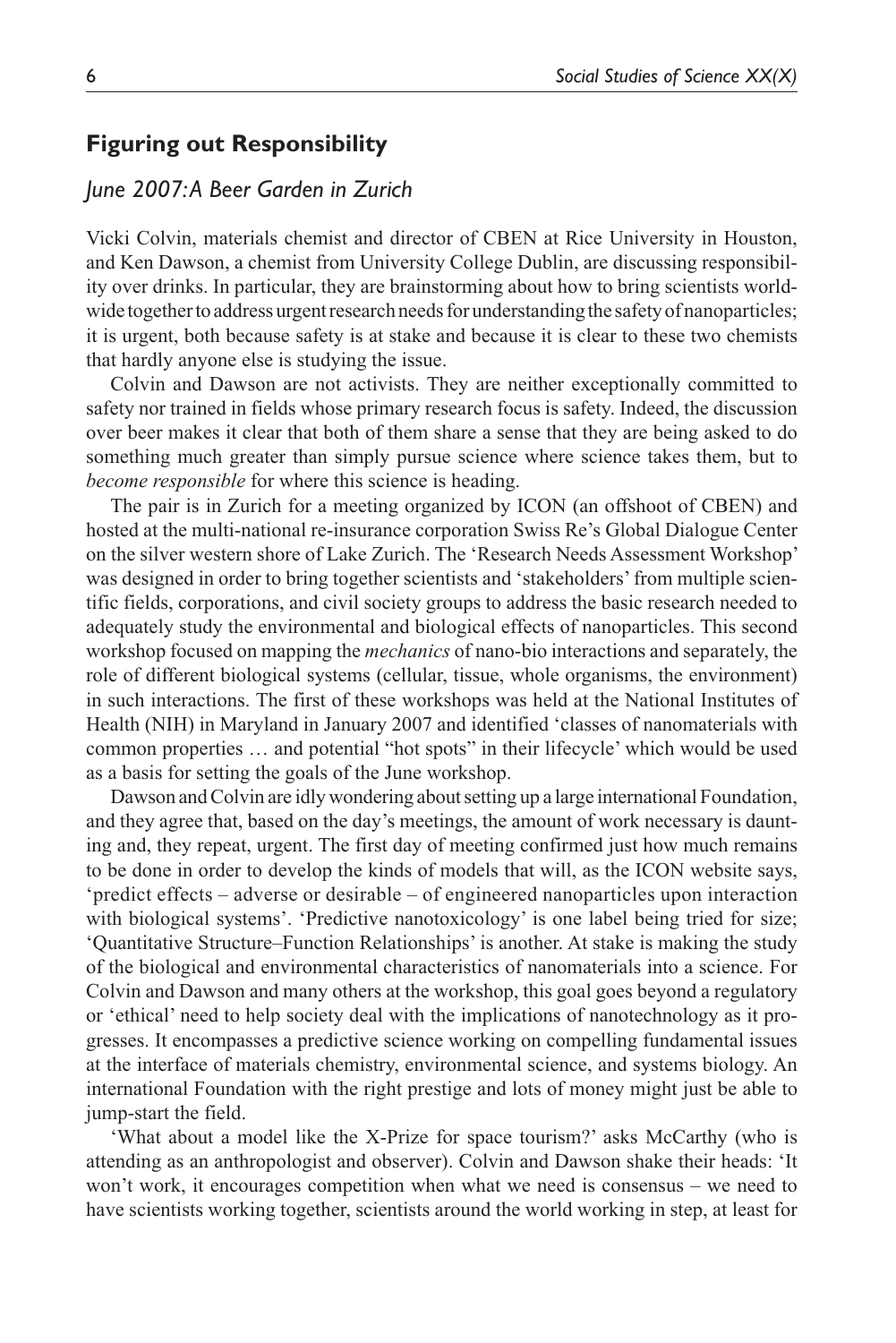## Figuring out Responsibility

### *June 2007: A Beer Garden in Zurich*

Vicki Colvin, materials chemist and director of CBEN at Rice University in Houston, and Ken Dawson, a chemist from University College Dublin, are discussing responsibility over drinks. In particular, they are brainstorming about how to bring scientists worldwide together to address urgent research needs for understanding the safety of nanoparticles; it is urgent, both because safety is at stake and because it is clear to these two chemists that hardly anyone else is studying the issue.

Colvin and Dawson are not activists. They are neither exceptionally committed to safety nor trained in fields whose primary research focus is safety. Indeed, the discussion over beer makes it clear that both of them share a sense that they are being asked to do something much greater than simply pursue science where science takes them, but to *become responsible* for where this science is heading.

The pair is in Zurich for a meeting organized by ICON (an offshoot of CBEN) and hosted at the multi-national re-insurance corporation Swiss Re's Global Dialogue Center on the silver western shore of Lake Zurich. The 'Research Needs Assessment Workshop' was designed in order to bring together scientists and 'stakeholders' from multiple scientific fields, corporations, and civil society groups to address the basic research needed to adequately study the environmental and biological effects of nanoparticles. This second workshop focused on mapping the *mechanics* of nano-bio interactions and separately, the role of different biological systems (cellular, tissue, whole organisms, the environment) in such interactions. The first of these workshops was held at the National Institutes of Health (NIH) in Maryland in January 2007 and identified 'classes of nanomaterials with common properties … and potential "hot spots" in their lifecycle' which would be used as a basis for setting the goals of the June workshop.

Dawson and Colvin are idly wondering about setting up a large international Foundation, and they agree that, based on the day's meetings, the amount of work necessary is daunting and, they repeat, urgent. The first day of meeting confirmed just how much remains to be done in order to develop the kinds of models that will, as the ICON website says, 'predict effects – adverse or desirable – of engineered nanoparticles upon interaction with biological systems'. 'Predictive nanotoxicology' is one label being tried for size; 'Quantitative Structure–Function Relationships' is another. At stake is making the study of the biological and environmental characteristics of nanomaterials into a science. For Colvin and Dawson and many others at the workshop, this goal goes beyond a regulatory or 'ethical' need to help society deal with the implications of nanotechnology as it progresses. It encompasses a predictive science working on compelling fundamental issues at the interface of materials chemistry, environmental science, and systems biology. An international Foundation with the right prestige and lots of money might just be able to jump-start the field.

'What about a model like the X-Prize for space tourism?' asks McCarthy (who is attending as an anthropologist and observer). Colvin and Dawson shake their heads: 'It won't work, it encourages competition when what we need is consensus – we need to have scientists working together, scientists around the world working in step, at least for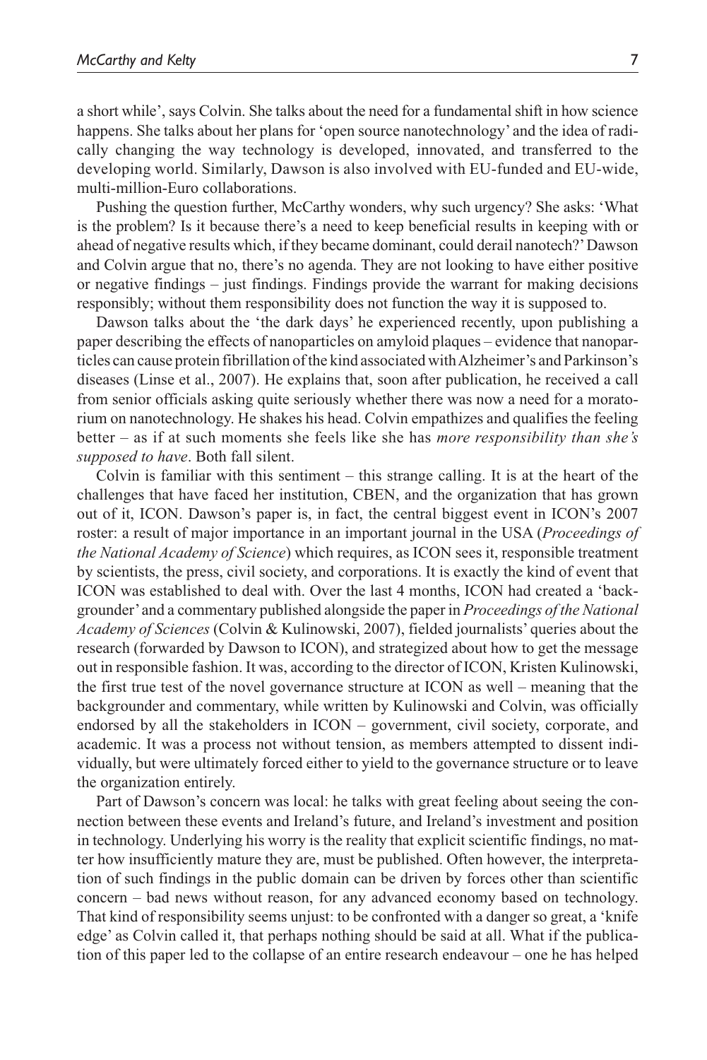a short while', says Colvin. She talks about the need for a fundamental shift in how science happens. She talks about her plans for 'open source nanotechnology' and the idea of radically changing the way technology is developed, innovated, and transferred to the developing world. Similarly, Dawson is also involved with EU-funded and EU-wide, multi-million-Euro collaborations.

Pushing the question further, McCarthy wonders, why such urgency? She asks: 'What is the problem? Is it because there's a need to keep beneficial results in keeping with or ahead of negative results which, if they became dominant, could derail nanotech?' Dawson and Colvin argue that no, there's no agenda. They are not looking to have either positive or negative findings – just findings. Findings provide the warrant for making decisions responsibly; without them responsibility does not function the way it is supposed to.

Dawson talks about the 'the dark days' he experienced recently, upon publishing a paper describing the effects of nanoparticles on amyloid plaques – evidence that nanoparticles can cause protein fibrillation of the kind associated with Alzheimer's and Parkinson's diseases (Linse et al., 2007). He explains that, soon after publication, he received a call from senior officials asking quite seriously whether there was now a need for a moratorium on nanotechnology. He shakes his head. Colvin empathizes and qualifies the feeling better – as if at such moments she feels like she has *more responsibility than she's supposed to have*. Both fall silent.

Colvin is familiar with this sentiment – this strange calling. It is at the heart of the challenges that have faced her institution, CBEN, and the organization that has grown out of it, ICON. Dawson's paper is, in fact, the central biggest event in ICON's 2007 roster: a result of major importance in an important journal in the USA (*Proceedings of the National Academy of Science*) which requires, as ICON sees it, responsible treatment by scientists, the press, civil society, and corporations. It is exactly the kind of event that ICON was established to deal with. Over the last 4 months, ICON had created a 'backgrounder' and a commentary published alongside the paper in *Proceedings of the National Academy of Sciences* (Colvin & Kulinowski, 2007), fielded journalists' queries about the research (forwarded by Dawson to ICON), and strategized about how to get the message out in responsible fashion. It was, according to the director of ICON, Kristen Kulinowski, the first true test of the novel governance structure at ICON as well – meaning that the backgrounder and commentary, while written by Kulinowski and Colvin, was officially endorsed by all the stakeholders in ICON – government, civil society, corporate, and academic. It was a process not without tension, as members attempted to dissent individually, but were ultimately forced either to yield to the governance structure or to leave the organization entirely.

Part of Dawson's concern was local: he talks with great feeling about seeing the connection between these events and Ireland's future, and Ireland's investment and position in technology. Underlying his worry is the reality that explicit scientific findings, no matter how insufficiently mature they are, must be published. Often however, the interpretation of such findings in the public domain can be driven by forces other than scientific concern – bad news without reason, for any advanced economy based on technology. That kind of responsibility seems unjust: to be confronted with a danger so great, a 'knife edge' as Colvin called it, that perhaps nothing should be said at all. What if the publication of this paper led to the collapse of an entire research endeavour – one he has helped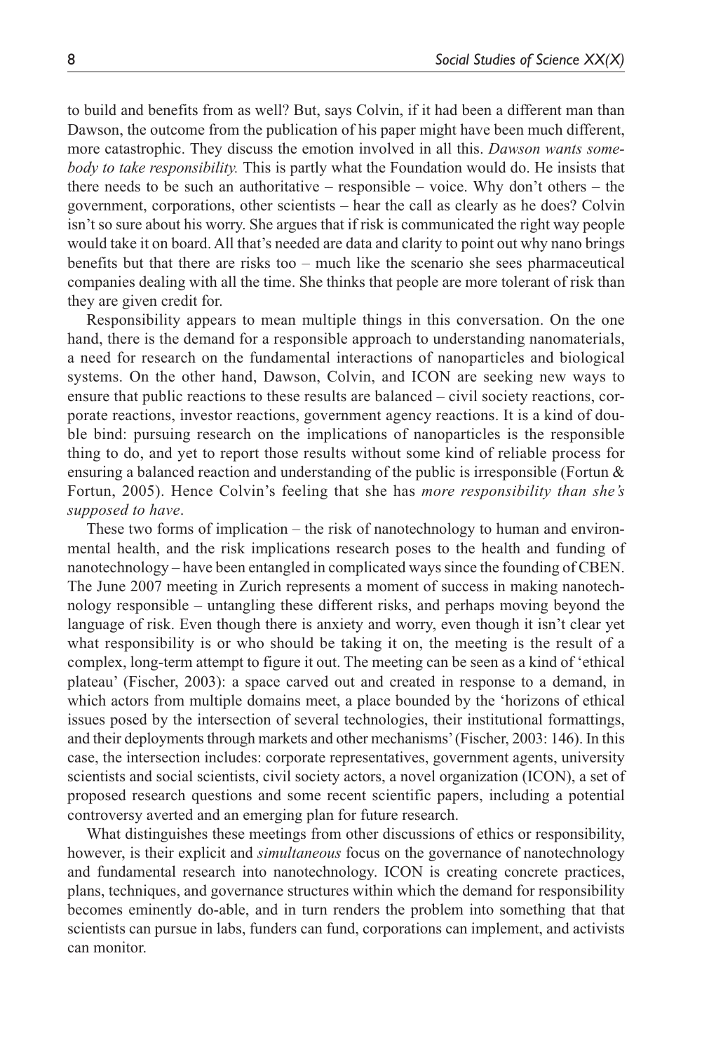to build and benefits from as well? But, says Colvin, if it had been a different man than Dawson, the outcome from the publication of his paper might have been much different, more catastrophic. They discuss the emotion involved in all this. *Dawson wants somebody to take responsibility.* This is partly what the Foundation would do. He insists that there needs to be such an authoritative – responsible – voice. Why don't others – the government, corporations, other scientists – hear the call as clearly as he does? Colvin isn't so sure about his worry. She argues that if risk is communicated the right way people would take it on board. All that's needed are data and clarity to point out why nano brings benefits but that there are risks too – much like the scenario she sees pharmaceutical companies dealing with all the time. She thinks that people are more tolerant of risk than they are given credit for.

Responsibility appears to mean multiple things in this conversation. On the one hand, there is the demand for a responsible approach to understanding nanomaterials, a need for research on the fundamental interactions of nanoparticles and biological systems. On the other hand, Dawson, Colvin, and ICON are seeking new ways to ensure that public reactions to these results are balanced – civil society reactions, corporate reactions, investor reactions, government agency reactions. It is a kind of double bind: pursuing research on the implications of nanoparticles is the responsible thing to do, and yet to report those results without some kind of reliable process for ensuring a balanced reaction and understanding of the public is irresponsible (Fortun & Fortun, 2005). Hence Colvin's feeling that she has *more responsibility than she's supposed to have*.

These two forms of implication – the risk of nanotechnology to human and environmental health, and the risk implications research poses to the health and funding of nanotechnology – have been entangled in complicated ways since the founding of CBEN. The June 2007 meeting in Zurich represents a moment of success in making nanotechnology responsible – untangling these different risks, and perhaps moving beyond the language of risk. Even though there is anxiety and worry, even though it isn't clear yet what responsibility is or who should be taking it on, the meeting is the result of a complex, long-term attempt to figure it out. The meeting can be seen as a kind of 'ethical plateau' (Fischer, 2003): a space carved out and created in response to a demand, in which actors from multiple domains meet, a place bounded by the 'horizons of ethical issues posed by the intersection of several technologies, their institutional formattings, and their deployments through markets and other mechanisms' (Fischer, 2003: 146). In this case, the intersection includes: corporate representatives, government agents, university scientists and social scientists, civil society actors, a novel organization (ICON), a set of proposed research questions and some recent scientific papers, including a potential controversy averted and an emerging plan for future research.

What distinguishes these meetings from other discussions of ethics or responsibility, however, is their explicit and *simultaneous* focus on the governance of nanotechnology and fundamental research into nanotechnology. ICON is creating concrete practices, plans, techniques, and governance structures within which the demand for responsibility becomes eminently do-able, and in turn renders the problem into something that that scientists can pursue in labs, funders can fund, corporations can implement, and activists can monitor.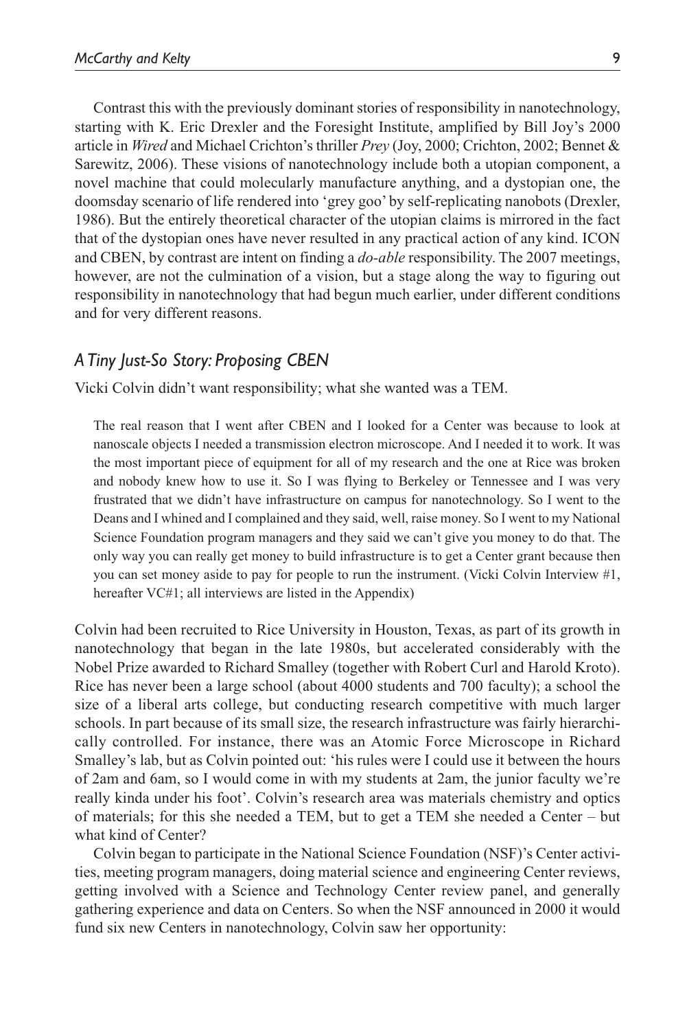Contrast this with the previously dominant stories of responsibility in nanotechnology, starting with K. Eric Drexler and the Foresight Institute, amplified by Bill Joy's 2000 article in *Wired* and Michael Crichton's thriller *Prey* (Joy, 2000; Crichton, 2002; Bennet & Sarewitz, 2006). These visions of nanotechnology include both a utopian component, a novel machine that could molecularly manufacture anything, and a dystopian one, the doomsday scenario of life rendered into 'grey goo' by self-replicating nanobots (Drexler, 1986). But the entirely theoretical character of the utopian claims is mirrored in the fact that of the dystopian ones have never resulted in any practical action of any kind. ICON and CBEN, by contrast are intent on finding a *do-able* responsibility. The 2007 meetings, however, are not the culmination of a vision, but a stage along the way to figuring out responsibility in nanotechnology that had begun much earlier, under different conditions and for very different reasons.

## *A Tiny Just-So Story: Proposing CBEN*

Vicki Colvin didn't want responsibility; what she wanted was a TEM.

> The real reason that I went after CBEN and I looked for a Center was because to look at nanoscale objects I needed a transmission electron microscope. And I needed it to work. It was the most important piece of equipment for all of my research and the one at Rice was broken and nobody knew how to use it. So I was flying to Berkeley or Tennessee and I was very frustrated that we didn't have infrastructure on campus for nanotechnology. So I went to the Deans and I whined and I complained and they said, well, raise money. So I went to my National Science Foundation program managers and they said we can't give you money to do that. The only way you can really get money to build infrastructure is to get a Center grant because then you can set money aside to pay for people to run the instrument. (Vicki Colvin Interview #1, hereafter VC#1; all interviews are listed in the Appendix)

Colvin had been recruited to Rice University in Houston, Texas, as part of its growth in nanotechnology that began in the late 1980s, but accelerated considerably with the Nobel Prize awarded to Richard Smalley (together with Robert Curl and Harold Kroto). Rice has never been a large school (about 4000 students and 700 faculty); a school the size of a liberal arts college, but conducting research competitive with much larger schools. In part because of its small size, the research infrastructure was fairly hierarchically controlled. For instance, there was an Atomic Force Microscope in Richard Smalley's lab, but as Colvin pointed out: 'his rules were I could use it between the hours of 2am and 6am, so I would come in with my students at 2am, the junior faculty we're really kinda under his foot'. Colvin's research area was materials chemistry and optics of materials; for this she needed a TEM, but to get a TEM she needed a Center – but what kind of Center?

Colvin began to participate in the National Science Foundation (NSF)'s Center activities, meeting program managers, doing material science and engineering Center reviews, getting involved with a Science and Technology Center review panel, and generally gathering experience and data on Centers. So when the NSF announced in 2000 it would fund six new Centers in nanotechnology, Colvin saw her opportunity: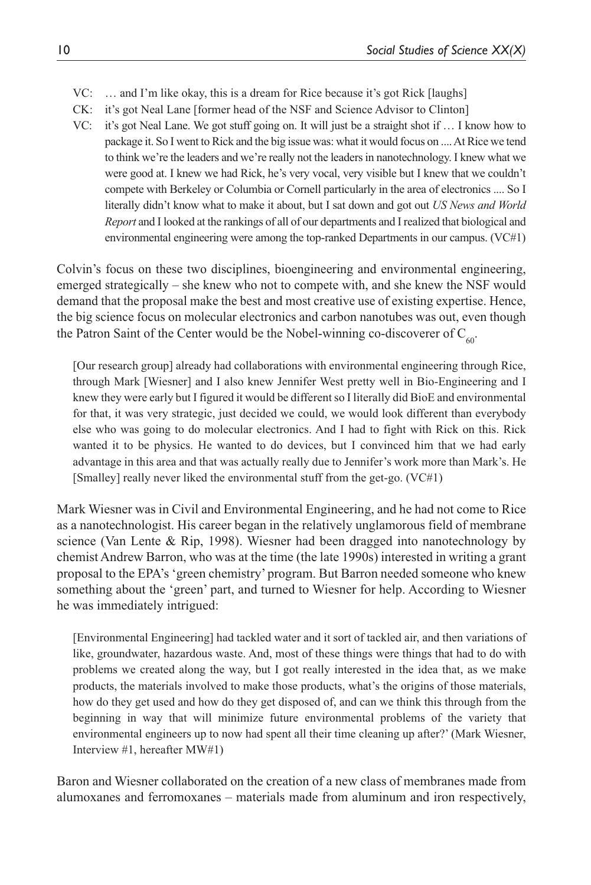VC: … and I'm like okay, this is a dream for Rice because it's got Rick [laughs]

CK: it's got Neal Lane [former head of the NSF and Science Advisor to Clinton]

VC: it's got Neal Lane. We got stuff going on. It will just be a straight shot if … I know how to package it. So I went to Rick and the big issue was: what it would focus on .... At Rice we tend to think we're the leaders and we're really not the leaders in nanotechnology. I knew what we were good at. I knew we had Rick, he's very vocal, very visible but I knew that we couldn't compete with Berkeley or Columbia or Cornell particularly in the area of electronics .... So I literally didn't know what to make it about, but I sat down and got out *US News and World Report* and I looked at the rankings of all of our departments and I realized that biological and environmental engineering were among the top-ranked Departments in our campus. (VC#1)

Colvin's focus on these two disciplines, bioengineering and environmental engineering, emerged strategically – she knew who not to compete with, and she knew the NSF would demand that the proposal make the best and most creative use of existing expertise. Hence, the big science focus on molecular electronics and carbon nanotubes was out, even though the Patron Saint of the Center would be the Nobel-winning co-discoverer of $C_{60}$.

> [Our research group] already had collaborations with environmental engineering through Rice, through Mark [Wiesner] and I also knew Jennifer West pretty well in Bio-Engineering and I knew they were early but I figured it would be different so I literally did BioE and environmental for that, it was very strategic, just decided we could, we would look different than everybody else who was going to do molecular electronics. And I had to fight with Rick on this. Rick wanted it to be physics. He wanted to do devices, but I convinced him that we had early advantage in this area and that was actually really due to Jennifer's work more than Mark's. He [Smalley] really never liked the environmental stuff from the get-go. (VC#1)

Mark Wiesner was in Civil and Environmental Engineering, and he had not come to Rice as a nanotechnologist. His career began in the relatively unglamorous field of membrane science (Van Lente & Rip, 1998). Wiesner had been dragged into nanotechnology by chemist Andrew Barron, who was at the time (the late 1990s) interested in writing a grant proposal to the EPA's 'green chemistry' program. But Barron needed someone who knew something about the 'green' part, and turned to Wiesner for help. According to Wiesner he was immediately intrigued:

> [Environmental Engineering] had tackled water and it sort of tackled air, and then variations of like, groundwater, hazardous waste. And, most of these things were things that had to do with problems we created along the way, but I got really interested in the idea that, as we make products, the materials involved to make those products, what's the origins of those materials, how do they get used and how do they get disposed of, and can we think this through from the beginning in way that will minimize future environmental problems of the variety that environmental engineers up to now had spent all their time cleaning up after?' (Mark Wiesner, Interview #1, hereafter MW#1)

Baron and Wiesner collaborated on the creation of a new class of membranes made from alumoxanes and ferromoxanes – materials made from aluminum and iron respectively,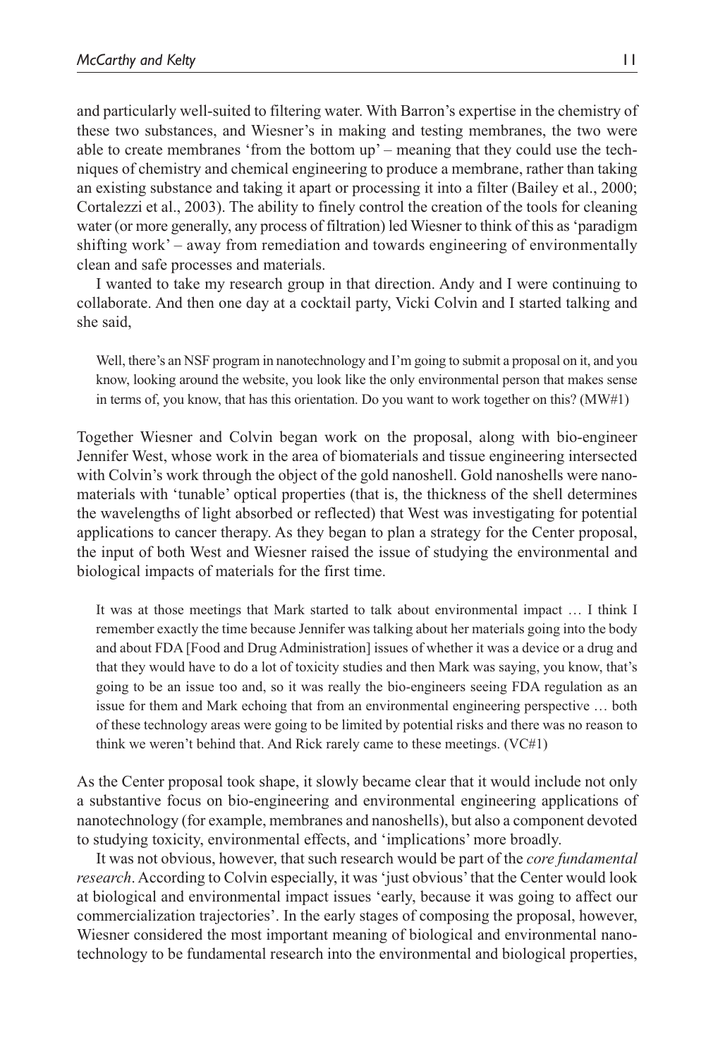and particularly well-suited to filtering water. With Barron's expertise in the chemistry of these two substances, and Wiesner's in making and testing membranes, the two were able to create membranes 'from the bottom up' – meaning that they could use the techniques of chemistry and chemical engineering to produce a membrane, rather than taking an existing substance and taking it apart or processing it into a filter (Bailey et al., 2000; Cortalezzi et al., 2003). The ability to finely control the creation of the tools for cleaning water (or more generally, any process of filtration) led Wiesner to think of this as 'paradigm shifting work' – away from remediation and towards engineering of environmentally clean and safe processes and materials.

I wanted to take my research group in that direction. Andy and I were continuing to collaborate. And then one day at a cocktail party, Vicki Colvin and I started talking and she said,

> Well, there's an NSF program in nanotechnology and I'm going to submit a proposal on it, and you know, looking around the website, you look like the only environmental person that makes sense in terms of, you know, that has this orientation. Do you want to work together on this? (MW#1)

Together Wiesner and Colvin began work on the proposal, along with bio-engineer Jennifer West, whose work in the area of biomaterials and tissue engineering intersected with Colvin's work through the object of the gold nanoshell. Gold nanoshells were nanomaterials with 'tunable' optical properties (that is, the thickness of the shell determines the wavelengths of light absorbed or reflected) that West was investigating for potential applications to cancer therapy. As they began to plan a strategy for the Center proposal, the input of both West and Wiesner raised the issue of studying the environmental and biological impacts of materials for the first time.

> It was at those meetings that Mark started to talk about environmental impact … I think I remember exactly the time because Jennifer was talking about her materials going into the body and about FDA [Food and Drug Administration] issues of whether it was a device or a drug and that they would have to do a lot of toxicity studies and then Mark was saying, you know, that's going to be an issue too and, so it was really the bio-engineers seeing FDA regulation as an issue for them and Mark echoing that from an environmental engineering perspective … both of these technology areas were going to be limited by potential risks and there was no reason to think we weren't behind that. And Rick rarely came to these meetings. (VC#1)

As the Center proposal took shape, it slowly became clear that it would include not only a substantive focus on bio-engineering and environmental engineering applications of nanotechnology (for example, membranes and nanoshells), but also a component devoted to studying toxicity, environmental effects, and 'implications' more broadly.

It was not obvious, however, that such research would be part of the *core fundamental research*. According to Colvin especially, it was 'just obvious' that the Center would look at biological and environmental impact issues 'early, because it was going to affect our commercialization trajectories'. In the early stages of composing the proposal, however, Wiesner considered the most important meaning of biological and environmental nanotechnology to be fundamental research into the environmental and biological properties,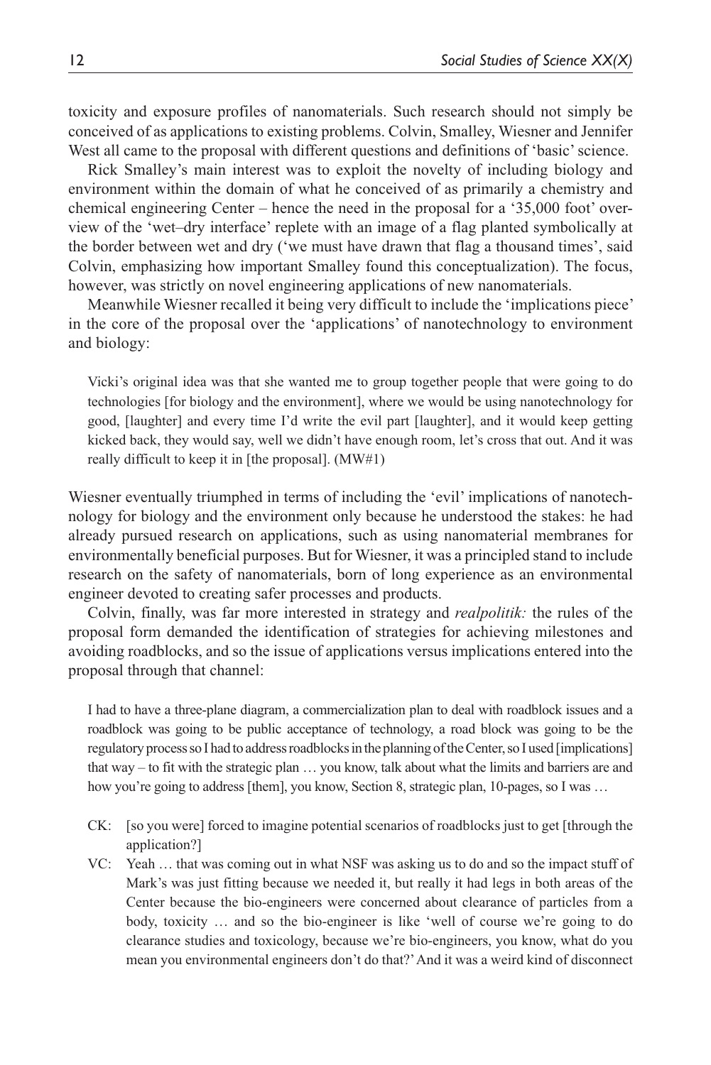toxicity and exposure profiles of nanomaterials. Such research should not simply be conceived of as applications to existing problems. Colvin, Smalley, Wiesner and Jennifer West all came to the proposal with different questions and definitions of 'basic' science.

Rick Smalley's main interest was to exploit the novelty of including biology and environment within the domain of what he conceived of as primarily a chemistry and chemical engineering Center – hence the need in the proposal for a '35,000 foot' overview of the 'wet–dry interface' replete with an image of a flag planted symbolically at the border between wet and dry ('we must have drawn that flag a thousand times', said Colvin, emphasizing how important Smalley found this conceptualization). The focus, however, was strictly on novel engineering applications of new nanomaterials.

Meanwhile Wiesner recalled it being very difficult to include the 'implications piece' in the core of the proposal over the 'applications' of nanotechnology to environment and biology:

> Vicki's original idea was that she wanted me to group together people that were going to do technologies [for biology and the environment], where we would be using nanotechnology for good, [laughter] and every time I'd write the evil part [laughter], and it would keep getting kicked back, they would say, well we didn't have enough room, let's cross that out. And it was really difficult to keep it in [the proposal]. (MW#1)

Wiesner eventually triumphed in terms of including the 'evil' implications of nanotechnology for biology and the environment only because he understood the stakes: he had already pursued research on applications, such as using nanomaterial membranes for environmentally beneficial purposes. But for Wiesner, it was a principled stand to include research on the safety of nanomaterials, born of long experience as an environmental engineer devoted to creating safer processes and products.

Colvin, finally, was far more interested in strategy and *realpolitik:* the rules of the proposal form demanded the identification of strategies for achieving milestones and avoiding roadblocks, and so the issue of applications versus implications entered into the proposal through that channel:

> I had to have a three-plane diagram, a commercialization plan to deal with roadblock issues and a roadblock was going to be public acceptance of technology, a road block was going to be the regulatory process so I had to address roadblocks in the planning of the Center, so I used [implications] that way – to fit with the strategic plan … you know, talk about what the limits and barriers are and how you're going to address [them], you know, Section 8, strategic plan, 10-pages, so I was …
>
> CK: [so you were] forced to imagine potential scenarios of roadblocks just to get [through the application?]
>
> VC: Yeah … that was coming out in what NSF was asking us to do and so the impact stuff of Mark's was just fitting because we needed it, but really it had legs in both areas of the Center because the bio-engineers were concerned about clearance of particles from a body, toxicity … and so the bio-engineer is like 'well of course we're going to do clearance studies and toxicology, because we're bio-engineers, you know, what do you mean you environmental engineers don't do that?' And it was a weird kind of disconnect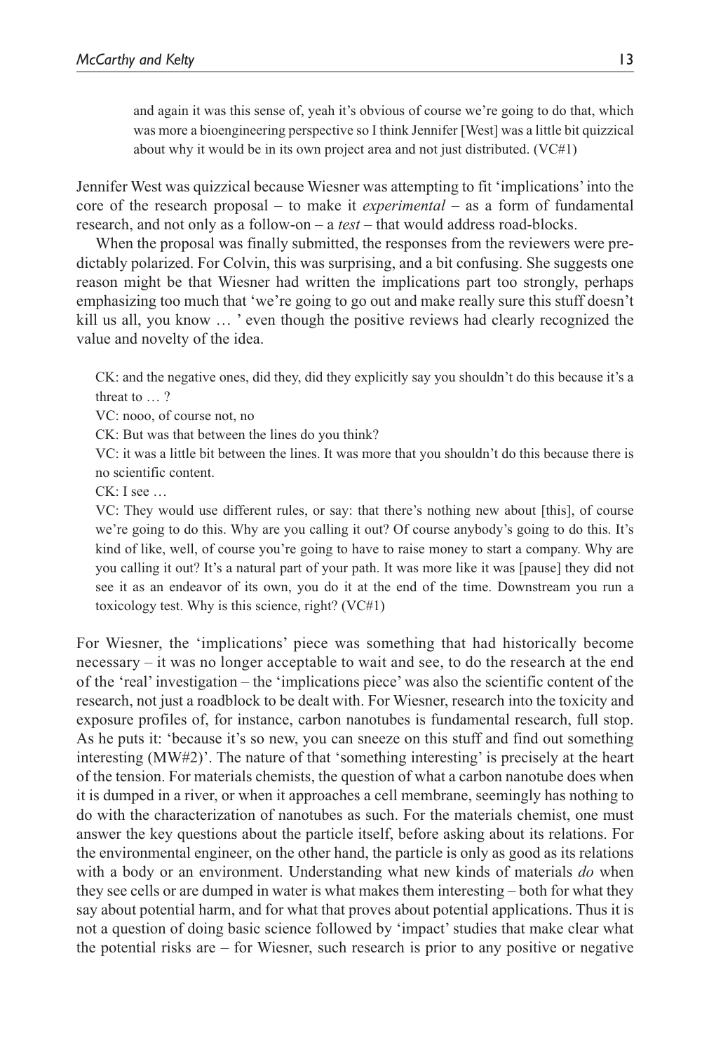> and again it was this sense of, yeah it's obvious of course we're going to do that, which was more a bioengineering perspective so I think Jennifer [West] was a little bit quizzical about why it would be in its own project area and not just distributed. (VC#1)

Jennifer West was quizzical because Wiesner was attempting to fit 'implications' into the core of the research proposal – to make it *experimental* – as a form of fundamental research, and not only as a follow-on – a *test* – that would address road-blocks.

When the proposal was finally submitted, the responses from the reviewers were predictably polarized. For Colvin, this was surprising, and a bit confusing. She suggests one reason might be that Wiesner had written the implications part too strongly, perhaps emphasizing too much that 'we're going to go out and make really sure this stuff doesn't kill us all, you know … ' even though the positive reviews had clearly recognized the value and novelty of the idea.

> CK: and the negative ones, did they, did they explicitly say you shouldn't do this because it's a threat to … ?
>
> VC: nooo, of course not, no
>
> CK: But was that between the lines do you think?
>
> VC: it was a little bit between the lines. It was more that you shouldn't do this because there is no scientific content.
>
> CK: I see …
>
> VC: They would use different rules, or say: that there's nothing new about [this], of course we're going to do this. Why are you calling it out? Of course anybody's going to do this. It's kind of like, well, of course you're going to have to raise money to start a company. Why are you calling it out? It's a natural part of your path. It was more like it was [pause] they did not see it as an endeavor of its own, you do it at the end of the time. Downstream you run a toxicology test. Why is this science, right? (VC#1)

For Wiesner, the 'implications' piece was something that had historically become necessary – it was no longer acceptable to wait and see, to do the research at the end of the 'real' investigation – the 'implications piece' was also the scientific content of the research, not just a roadblock to be dealt with. For Wiesner, research into the toxicity and exposure profiles of, for instance, carbon nanotubes is fundamental research, full stop. As he puts it: 'because it's so new, you can sneeze on this stuff and find out something interesting (MW#2)'. The nature of that 'something interesting' is precisely at the heart of the tension. For materials chemists, the question of what a carbon nanotube does when it is dumped in a river, or when it approaches a cell membrane, seemingly has nothing to do with the characterization of nanotubes as such. For the materials chemist, one must answer the key questions about the particle itself, before asking about its relations. For the environmental engineer, on the other hand, the particle is only as good as its relations with a body or an environment. Understanding what new kinds of materials *do* when they see cells or are dumped in water is what makes them interesting – both for what they say about potential harm, and for what that proves about potential applications. Thus it is not a question of doing basic science followed by 'impact' studies that make clear what the potential risks are – for Wiesner, such research is prior to any positive or negative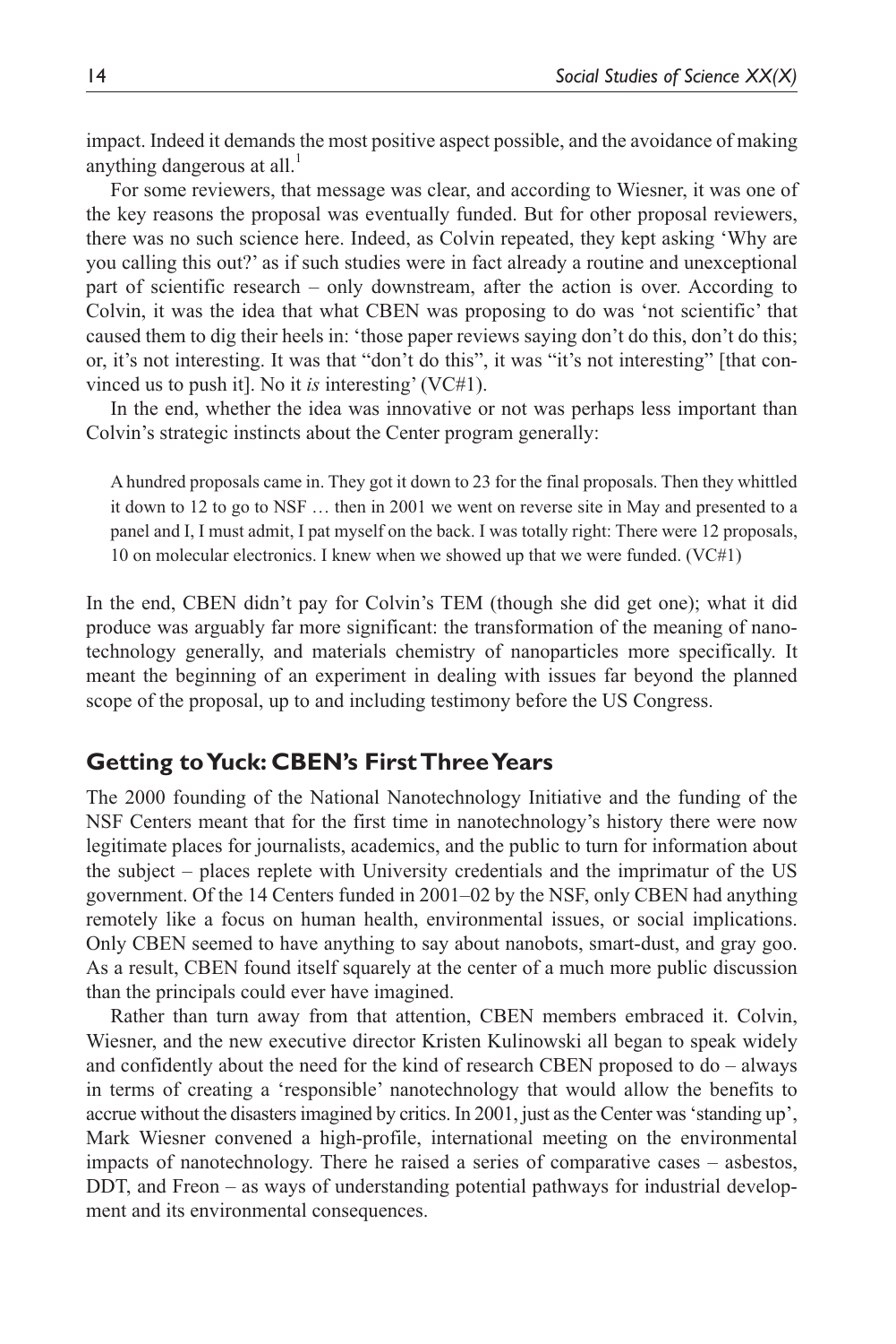impact. Indeed it demands the most positive aspect possible, and the avoidance of making anything dangerous at all.[1]

For some reviewers, that message was clear, and according to Wiesner, it was one of the key reasons the proposal was eventually funded. But for other proposal reviewers, there was no such science here. Indeed, as Colvin repeated, they kept asking 'Why are you calling this out?' as if such studies were in fact already a routine and unexceptional part of scientific research – only downstream, after the action is over. According to Colvin, it was the idea that what CBEN was proposing to do was 'not scientific' that caused them to dig their heels in: 'those paper reviews saying don't do this, don't do this; or, it's not interesting. It was that "don't do this", it was "it's not interesting" [that convinced us to push it]. No it *is* interesting' (VC#1).

In the end, whether the idea was innovative or not was perhaps less important than Colvin's strategic instincts about the Center program generally:

> A hundred proposals came in. They got it down to 23 for the final proposals. Then they whittled it down to 12 to go to NSF … then in 2001 we went on reverse site in May and presented to a panel and I, I must admit, I pat myself on the back. I was totally right: There were 12 proposals, 10 on molecular electronics. I knew when we showed up that we were funded. (VC#1)

In the end, CBEN didn't pay for Colvin's TEM (though she did get one); what it did produce was arguably far more significant: the transformation of the meaning of nanotechnology generally, and materials chemistry of nanoparticles more specifically. It meant the beginning of an experiment in dealing with issues far beyond the planned scope of the proposal, up to and including testimony before the US Congress.

## Getting to Yuck: CBEN's First Three Years

The 2000 founding of the National Nanotechnology Initiative and the funding of the NSF Centers meant that for the first time in nanotechnology's history there were now legitimate places for journalists, academics, and the public to turn for information about the subject – places replete with University credentials and the imprimatur of the US government. Of the 14 Centers funded in 2001–02 by the NSF, only CBEN had anything remotely like a focus on human health, environmental issues, or social implications. Only CBEN seemed to have anything to say about nanobots, smart-dust, and gray goo. As a result, CBEN found itself squarely at the center of a much more public discussion than the principals could ever have imagined.

Rather than turn away from that attention, CBEN members embraced it. Colvin, Wiesner, and the new executive director Kristen Kulinowski all began to speak widely and confidently about the need for the kind of research CBEN proposed to do – always in terms of creating a 'responsible' nanotechnology that would allow the benefits to accrue without the disasters imagined by critics. In 2001, just as the Center was 'standing up', Mark Wiesner convened a high-profile, international meeting on the environmental impacts of nanotechnology. There he raised a series of comparative cases – asbestos, DDT, and Freon – as ways of understanding potential pathways for industrial development and its environmental consequences.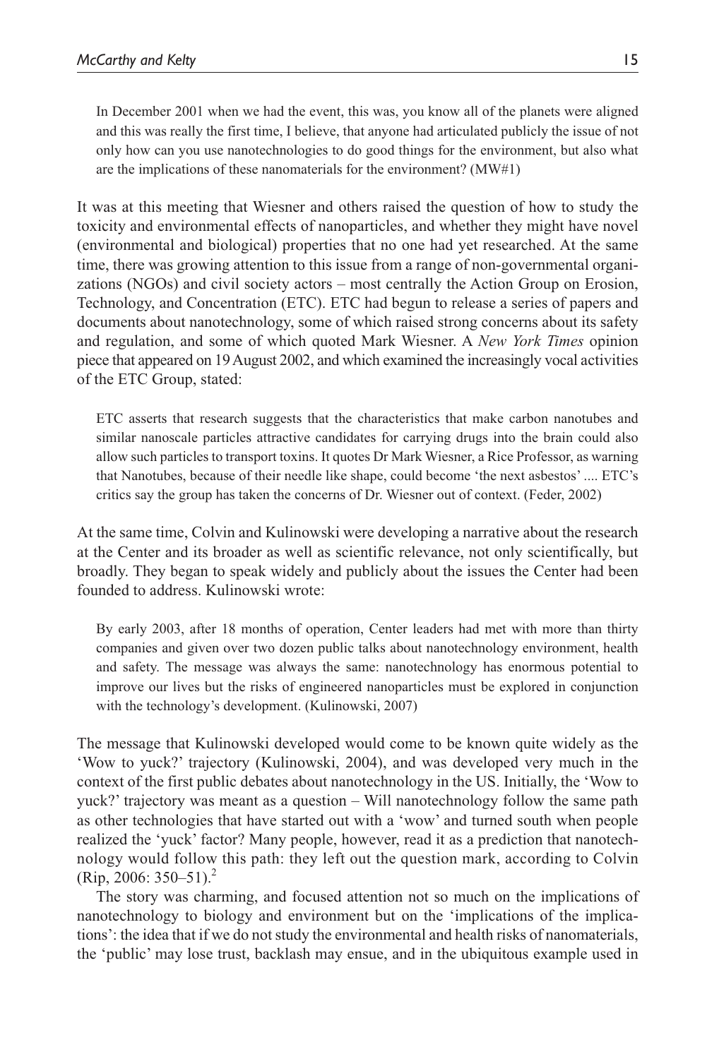> In December 2001 when we had the event, this was, you know all of the planets were aligned and this was really the first time, I believe, that anyone had articulated publicly the issue of not only how can you use nanotechnologies to do good things for the environment, but also what are the implications of these nanomaterials for the environment? (MW#1)

It was at this meeting that Wiesner and others raised the question of how to study the toxicity and environmental effects of nanoparticles, and whether they might have novel (environmental and biological) properties that no one had yet researched. At the same time, there was growing attention to this issue from a range of non-governmental organizations (NGOs) and civil society actors – most centrally the Action Group on Erosion, Technology, and Concentration (ETC). ETC had begun to release a series of papers and documents about nanotechnology, some of which raised strong concerns about its safety and regulation, and some of which quoted Mark Wiesner. A *New York Times* opinion piece that appeared on 19 August 2002, and which examined the increasingly vocal activities of the ETC Group, stated:

> ETC asserts that research suggests that the characteristics that make carbon nanotubes and similar nanoscale particles attractive candidates for carrying drugs into the brain could also allow such particles to transport toxins. It quotes Dr Mark Wiesner, a Rice Professor, as warning that Nanotubes, because of their needle like shape, could become 'the next asbestos' .... ETC's critics say the group has taken the concerns of Dr. Wiesner out of context. (Feder, 2002)

At the same time, Colvin and Kulinowski were developing a narrative about the research at the Center and its broader as well as scientific relevance, not only scientifically, but broadly. They began to speak widely and publicly about the issues the Center had been founded to address. Kulinowski wrote:

> By early 2003, after 18 months of operation, Center leaders had met with more than thirty companies and given over two dozen public talks about nanotechnology environment, health and safety. The message was always the same: nanotechnology has enormous potential to improve our lives but the risks of engineered nanoparticles must be explored in conjunction with the technology's development. (Kulinowski, 2007)

The message that Kulinowski developed would come to be known quite widely as the 'Wow to yuck?' trajectory (Kulinowski, 2004), and was developed very much in the context of the first public debates about nanotechnology in the US. Initially, the 'Wow to yuck?' trajectory was meant as a question – Will nanotechnology follow the same path as other technologies that have started out with a 'wow' and turned south when people realized the 'yuck' factor? Many people, however, read it as a prediction that nanotechnology would follow this path: they left out the question mark, according to Colvin (Rip, 2006: 350–51).[2]

The story was charming, and focused attention not so much on the implications of nanotechnology to biology and environment but on the 'implications of the implications': the idea that if we do not study the environmental and health risks of nanomaterials, the 'public' may lose trust, backlash may ensue, and in the ubiquitous example used in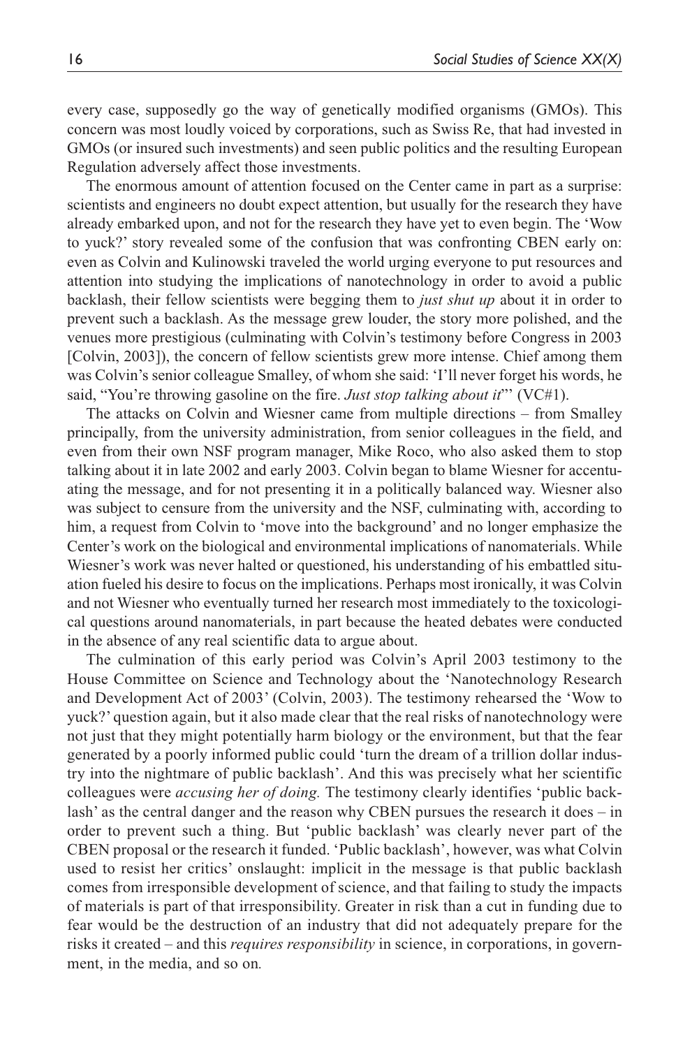every case, supposedly go the way of genetically modified organisms (GMOs). This concern was most loudly voiced by corporations, such as Swiss Re, that had invested in GMOs (or insured such investments) and seen public politics and the resulting European Regulation adversely affect those investments.

The enormous amount of attention focused on the Center came in part as a surprise: scientists and engineers no doubt expect attention, but usually for the research they have already embarked upon, and not for the research they have yet to even begin. The 'Wow to yuck?' story revealed some of the confusion that was confronting CBEN early on: even as Colvin and Kulinowski traveled the world urging everyone to put resources and attention into studying the implications of nanotechnology in order to avoid a public backlash, their fellow scientists were begging them to *just shut up* about it in order to prevent such a backlash. As the message grew louder, the story more polished, and the venues more prestigious (culminating with Colvin's testimony before Congress in 2003 [Colvin, 2003]), the concern of fellow scientists grew more intense. Chief among them was Colvin's senior colleague Smalley, of whom she said: 'I'll never forget his words, he said, "You're throwing gasoline on the fire. *Just stop talking about it*"' (VC#1).

The attacks on Colvin and Wiesner came from multiple directions – from Smalley principally, from the university administration, from senior colleagues in the field, and even from their own NSF program manager, Mike Roco, who also asked them to stop talking about it in late 2002 and early 2003. Colvin began to blame Wiesner for accentuating the message, and for not presenting it in a politically balanced way. Wiesner also was subject to censure from the university and the NSF, culminating with, according to him, a request from Colvin to 'move into the background' and no longer emphasize the Center's work on the biological and environmental implications of nanomaterials. While Wiesner's work was never halted or questioned, his understanding of his embattled situation fueled his desire to focus on the implications. Perhaps most ironically, it was Colvin and not Wiesner who eventually turned her research most immediately to the toxicological questions around nanomaterials, in part because the heated debates were conducted in the absence of any real scientific data to argue about.

The culmination of this early period was Colvin's April 2003 testimony to the House Committee on Science and Technology about the 'Nanotechnology Research and Development Act of 2003' (Colvin, 2003). The testimony rehearsed the 'Wow to yuck?' question again, but it also made clear that the real risks of nanotechnology were not just that they might potentially harm biology or the environment, but that the fear generated by a poorly informed public could 'turn the dream of a trillion dollar industry into the nightmare of public backlash'. And this was precisely what her scientific colleagues were *accusing her of doing.* The testimony clearly identifies 'public backlash' as the central danger and the reason why CBEN pursues the research it does – in order to prevent such a thing. But 'public backlash' was clearly never part of the CBEN proposal or the research it funded. 'Public backlash', however, was what Colvin used to resist her critics' onslaught: implicit in the message is that public backlash comes from irresponsible development of science, and that failing to study the impacts of materials is part of that irresponsibility. Greater in risk than a cut in funding due to fear would be the destruction of an industry that did not adequately prepare for the risks it created – and this *requires responsibility* in science, in corporations, in government, in the media, and so on.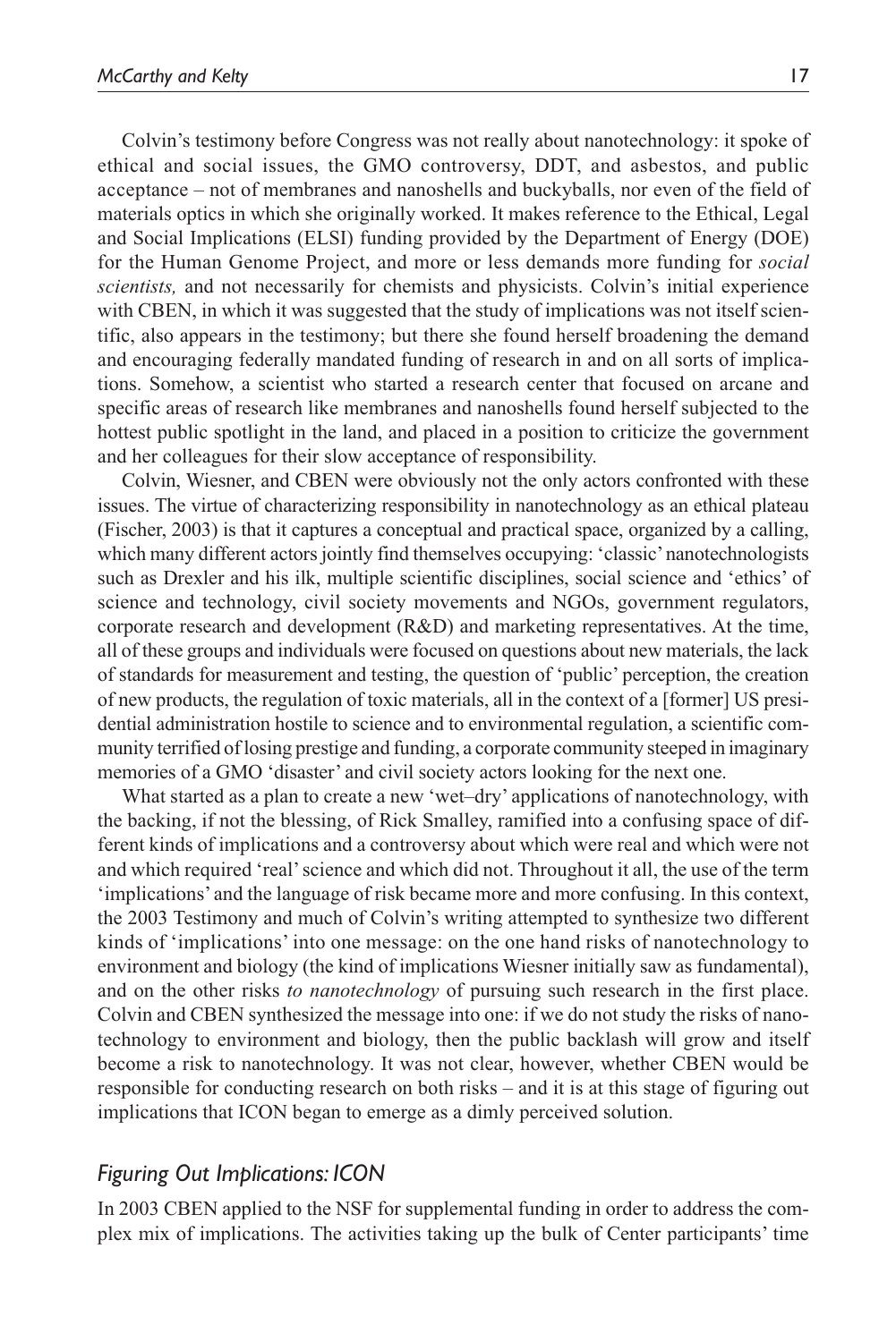Colvin's testimony before Congress was not really about nanotechnology: it spoke of ethical and social issues, the GMO controversy, DDT, and asbestos, and public acceptance – not of membranes and nanoshells and buckyballs, nor even of the field of materials optics in which she originally worked. It makes reference to the Ethical, Legal and Social Implications (ELSI) funding provided by the Department of Energy (DOE) for the Human Genome Project, and more or less demands more funding for *social scientists,* and not necessarily for chemists and physicists. Colvin's initial experience with CBEN, in which it was suggested that the study of implications was not itself scientific, also appears in the testimony; but there she found herself broadening the demand and encouraging federally mandated funding of research in and on all sorts of implications. Somehow, a scientist who started a research center that focused on arcane and specific areas of research like membranes and nanoshells found herself subjected to the hottest public spotlight in the land, and placed in a position to criticize the government and her colleagues for their slow acceptance of responsibility.

Colvin, Wiesner, and CBEN were obviously not the only actors confronted with these issues. The virtue of characterizing responsibility in nanotechnology as an ethical plateau (Fischer, 2003) is that it captures a conceptual and practical space, organized by a calling, which many different actors jointly find themselves occupying: 'classic' nanotechnologists such as Drexler and his ilk, multiple scientific disciplines, social science and 'ethics' of science and technology, civil society movements and NGOs, government regulators, corporate research and development (R&D) and marketing representatives. At the time, all of these groups and individuals were focused on questions about new materials, the lack of standards for measurement and testing, the question of 'public' perception, the creation of new products, the regulation of toxic materials, all in the context of a [former] US presidential administration hostile to science and to environmental regulation, a scientific community terrified of losing prestige and funding, a corporate community steeped in imaginary memories of a GMO 'disaster' and civil society actors looking for the next one.

What started as a plan to create a new 'wet–dry' applications of nanotechnology, with the backing, if not the blessing, of Rick Smalley, ramified into a confusing space of different kinds of implications and a controversy about which were real and which were not and which required 'real' science and which did not. Throughout it all, the use of the term 'implications' and the language of risk became more and more confusing. In this context, the 2003 Testimony and much of Colvin's writing attempted to synthesize two different kinds of 'implications' into one message: on the one hand risks of nanotechnology to environment and biology (the kind of implications Wiesner initially saw as fundamental), and on the other risks *to nanotechnology* of pursuing such research in the first place. Colvin and CBEN synthesized the message into one: if we do not study the risks of nanotechnology to environment and biology, then the public backlash will grow and itself become a risk to nanotechnology. It was not clear, however, whether CBEN would be responsible for conducting research on both risks – and it is at this stage of figuring out implications that ICON began to emerge as a dimly perceived solution.

## *Figuring Out Implications: ICON*

In 2003 CBEN applied to the NSF for supplemental funding in order to address the complex mix of implications. The activities taking up the bulk of Center participants' time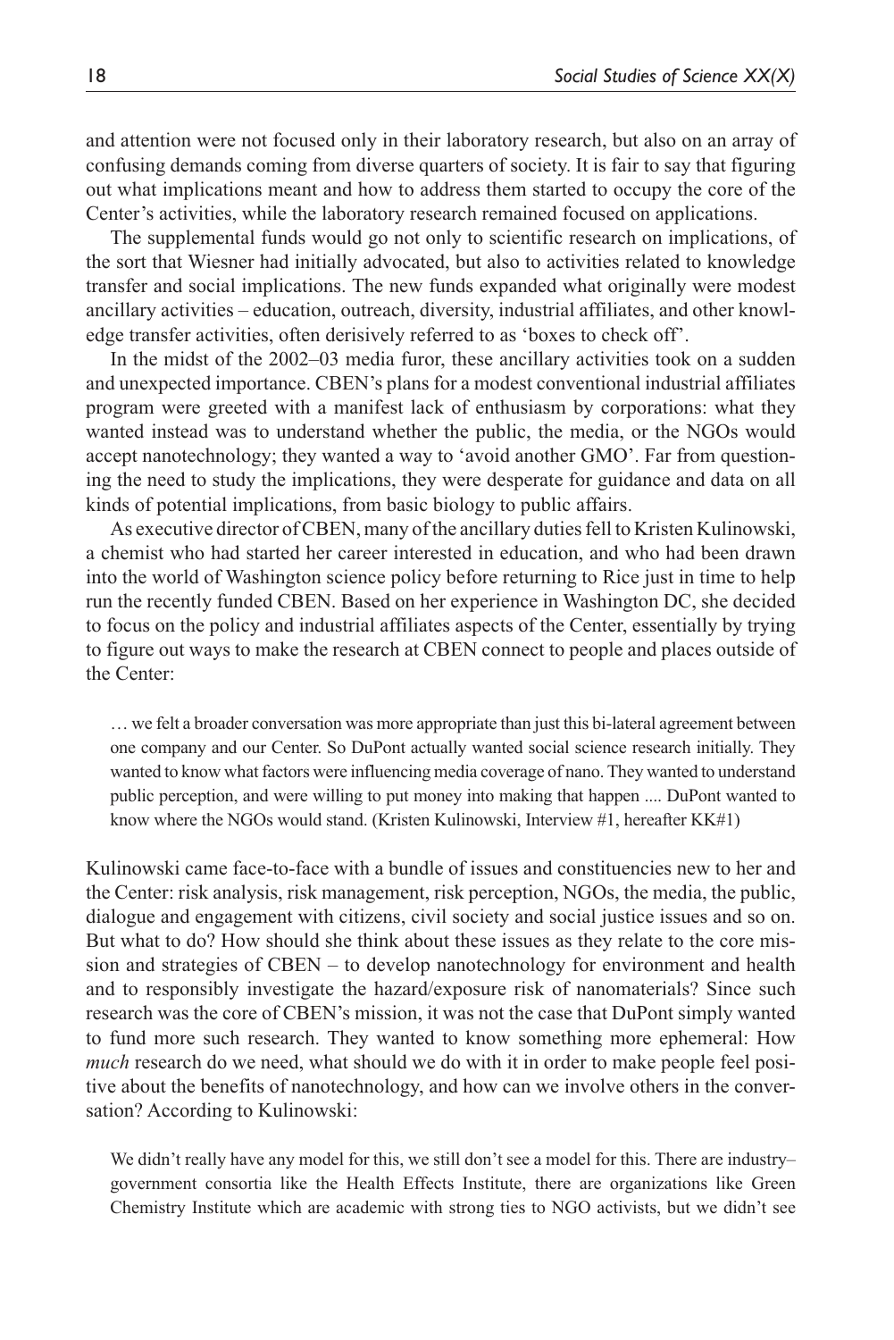and attention were not focused only in their laboratory research, but also on an array of confusing demands coming from diverse quarters of society. It is fair to say that figuring out what implications meant and how to address them started to occupy the core of the Center's activities, while the laboratory research remained focused on applications.

The supplemental funds would go not only to scientific research on implications, of the sort that Wiesner had initially advocated, but also to activities related to knowledge transfer and social implications. The new funds expanded what originally were modest ancillary activities – education, outreach, diversity, industrial affiliates, and other knowledge transfer activities, often derisively referred to as 'boxes to check off'.

In the midst of the 2002–03 media furor, these ancillary activities took on a sudden and unexpected importance. CBEN's plans for a modest conventional industrial affiliates program were greeted with a manifest lack of enthusiasm by corporations: what they wanted instead was to understand whether the public, the media, or the NGOs would accept nanotechnology; they wanted a way to 'avoid another GMO'. Far from questioning the need to study the implications, they were desperate for guidance and data on all kinds of potential implications, from basic biology to public affairs.

As executive director of CBEN, many of the ancillary duties fell to Kristen Kulinowski, a chemist who had started her career interested in education, and who had been drawn into the world of Washington science policy before returning to Rice just in time to help run the recently funded CBEN. Based on her experience in Washington DC, she decided to focus on the policy and industrial affiliates aspects of the Center, essentially by trying to figure out ways to make the research at CBEN connect to people and places outside of the Center:

> … we felt a broader conversation was more appropriate than just this bi-lateral agreement between one company and our Center. So DuPont actually wanted social science research initially. They wanted to know what factors were influencing media coverage of nano. They wanted to understand public perception, and were willing to put money into making that happen .... DuPont wanted to know where the NGOs would stand. (Kristen Kulinowski, Interview #1, hereafter KK#1)

Kulinowski came face-to-face with a bundle of issues and constituencies new to her and the Center: risk analysis, risk management, risk perception, NGOs, the media, the public, dialogue and engagement with citizens, civil society and social justice issues and so on. But what to do? How should she think about these issues as they relate to the core mission and strategies of CBEN – to develop nanotechnology for environment and health and to responsibly investigate the hazard/exposure risk of nanomaterials? Since such research was the core of CBEN's mission, it was not the case that DuPont simply wanted to fund more such research. They wanted to know something more ephemeral: How *much* research do we need, what should we do with it in order to make people feel positive about the benefits of nanotechnology, and how can we involve others in the conversation? According to Kulinowski:

> We didn't really have any model for this, we still don't see a model for this. There are industry–government consortia like the Health Effects Institute, there are organizations like Green Chemistry Institute which are academic with strong ties to NGO activists, but we didn't see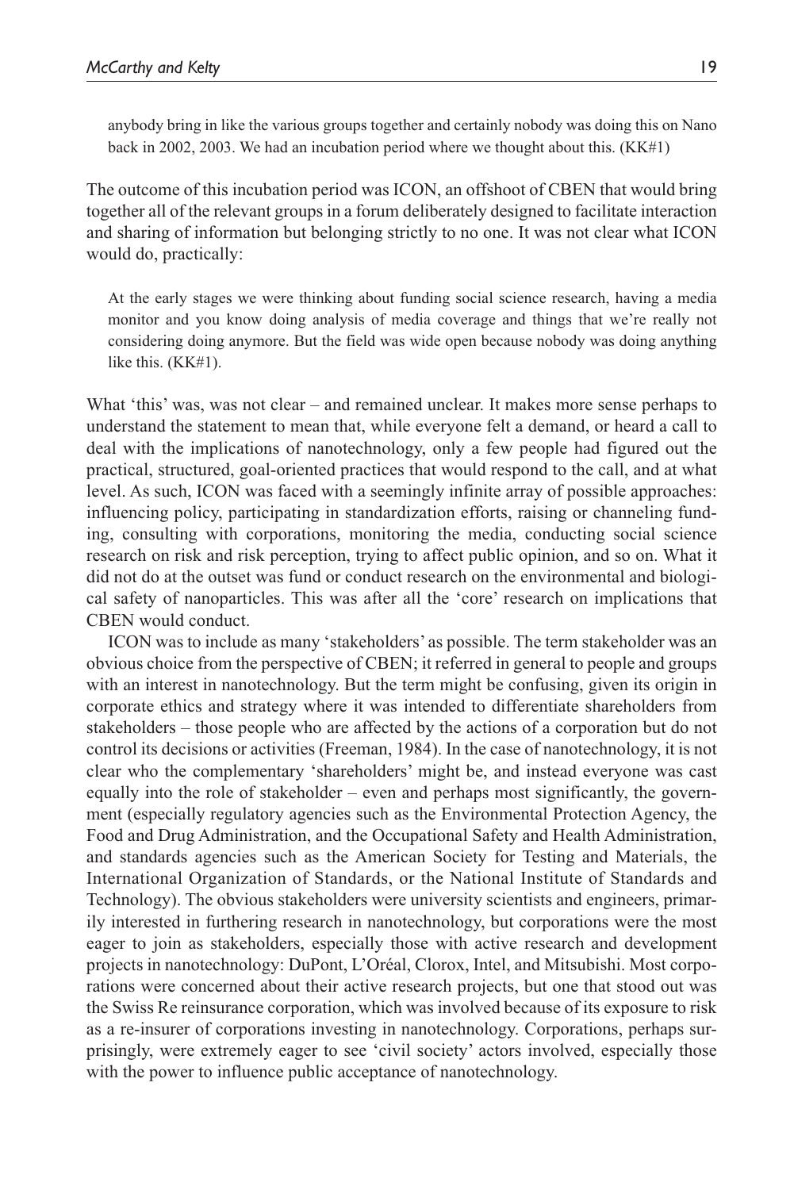> anybody bring in like the various groups together and certainly nobody was doing this on Nano back in 2002, 2003. We had an incubation period where we thought about this. (KK#1)

The outcome of this incubation period was ICON, an offshoot of CBEN that would bring together all of the relevant groups in a forum deliberately designed to facilitate interaction and sharing of information but belonging strictly to no one. It was not clear what ICON would do, practically:

> At the early stages we were thinking about funding social science research, having a media monitor and you know doing analysis of media coverage and things that we're really not considering doing anymore. But the field was wide open because nobody was doing anything like this. (KK#1).

What 'this' was, was not clear – and remained unclear. It makes more sense perhaps to understand the statement to mean that, while everyone felt a demand, or heard a call to deal with the implications of nanotechnology, only a few people had figured out the practical, structured, goal-oriented practices that would respond to the call, and at what level. As such, ICON was faced with a seemingly infinite array of possible approaches: influencing policy, participating in standardization efforts, raising or channeling funding, consulting with corporations, monitoring the media, conducting social science research on risk and risk perception, trying to affect public opinion, and so on. What it did not do at the outset was fund or conduct research on the environmental and biological safety of nanoparticles. This was after all the 'core' research on implications that CBEN would conduct.

ICON was to include as many 'stakeholders' as possible. The term stakeholder was an obvious choice from the perspective of CBEN; it referred in general to people and groups with an interest in nanotechnology. But the term might be confusing, given its origin in corporate ethics and strategy where it was intended to differentiate shareholders from stakeholders – those people who are affected by the actions of a corporation but do not control its decisions or activities (Freeman, 1984). In the case of nanotechnology, it is not clear who the complementary 'shareholders' might be, and instead everyone was cast equally into the role of stakeholder – even and perhaps most significantly, the government (especially regulatory agencies such as the Environmental Protection Agency, the Food and Drug Administration, and the Occupational Safety and Health Administration, and standards agencies such as the American Society for Testing and Materials, the International Organization of Standards, or the National Institute of Standards and Technology). The obvious stakeholders were university scientists and engineers, primarily interested in furthering research in nanotechnology, but corporations were the most eager to join as stakeholders, especially those with active research and development projects in nanotechnology: DuPont, L'Oréal, Clorox, Intel, and Mitsubishi. Most corporations were concerned about their active research projects, but one that stood out was the Swiss Re reinsurance corporation, which was involved because of its exposure to risk as a re-insurer of corporations investing in nanotechnology. Corporations, perhaps surprisingly, were extremely eager to see 'civil society' actors involved, especially those with the power to influence public acceptance of nanotechnology.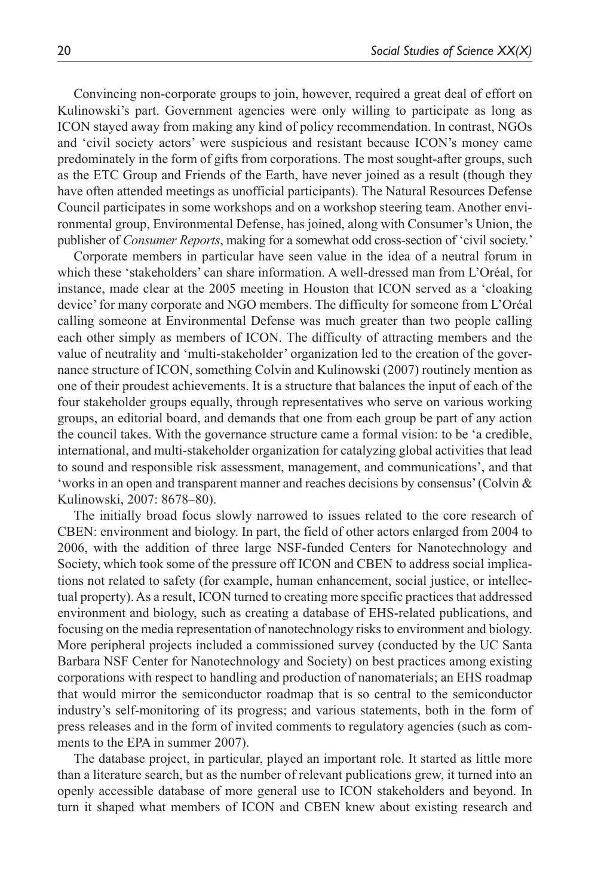Convincing non-corporate groups to join, however, required a great deal of effort on Kulinowski's part. Government agencies were only willing to participate as long as ICON stayed away from making any kind of policy recommendation. In contrast, NGOs and 'civil society actors' were suspicious and resistant because ICON's money came predominately in the form of gifts from corporations. The most sought-after groups, such as the ETC Group and Friends of the Earth, have never joined as a result (though they have often attended meetings as unofficial participants). The Natural Resources Defense Council participates in some workshops and on a workshop steering team. Another environmental group, Environmental Defense, has joined, along with Consumer's Union, the publisher of *Consumer Reports*, making for a somewhat odd cross-section of 'civil society.'

Corporate members in particular have seen value in the idea of a neutral forum in which these 'stakeholders' can share information. A well-dressed man from L'Oréal, for instance, made clear at the 2005 meeting in Houston that ICON served as a 'cloaking device' for many corporate and NGO members. The difficulty for someone from L'Oréal calling someone at Environmental Defense was much greater than two people calling each other simply as members of ICON. The difficulty of attracting members and the value of neutrality and 'multi-stakeholder' organization led to the creation of the governance structure of ICON, something Colvin and Kulinowski (2007) routinely mention as one of their proudest achievements. It is a structure that balances the input of each of the four stakeholder groups equally, through representatives who serve on various working groups, an editorial board, and demands that one from each group be part of any action the council takes. With the governance structure came a formal vision: to be 'a credible, international, and multi-stakeholder organization for catalyzing global activities that lead to sound and responsible risk assessment, management, and communications', and that 'works in an open and transparent manner and reaches decisions by consensus' (Colvin & Kulinowski, 2007: 8678–80).

The initially broad focus slowly narrowed to issues related to the core research of CBEN: environment and biology. In part, the field of other actors enlarged from 2004 to 2006, with the addition of three large NSF-funded Centers for Nanotechnology and Society, which took some of the pressure off ICON and CBEN to address social implications not related to safety (for example, human enhancement, social justice, or intellectual property). As a result, ICON turned to creating more specific practices that addressed environment and biology, such as creating a database of EHS-related publications, and focusing on the media representation of nanotechnology risks to environment and biology. More peripheral projects included a commissioned survey (conducted by the UC Santa Barbara NSF Center for Nanotechnology and Society) on best practices among existing corporations with respect to handling and production of nanomaterials; an EHS roadmap that would mirror the semiconductor roadmap that is so central to the semiconductor industry's self-monitoring of its progress; and various statements, both in the form of press releases and in the form of invited comments to regulatory agencies (such as comments to the EPA in summer 2007).

The database project, in particular, played an important role. It started as little more than a literature search, but as the number of relevant publications grew, it turned into an openly accessible database of more general use to ICON stakeholders and beyond. In turn it shaped what members of ICON and CBEN knew about existing research and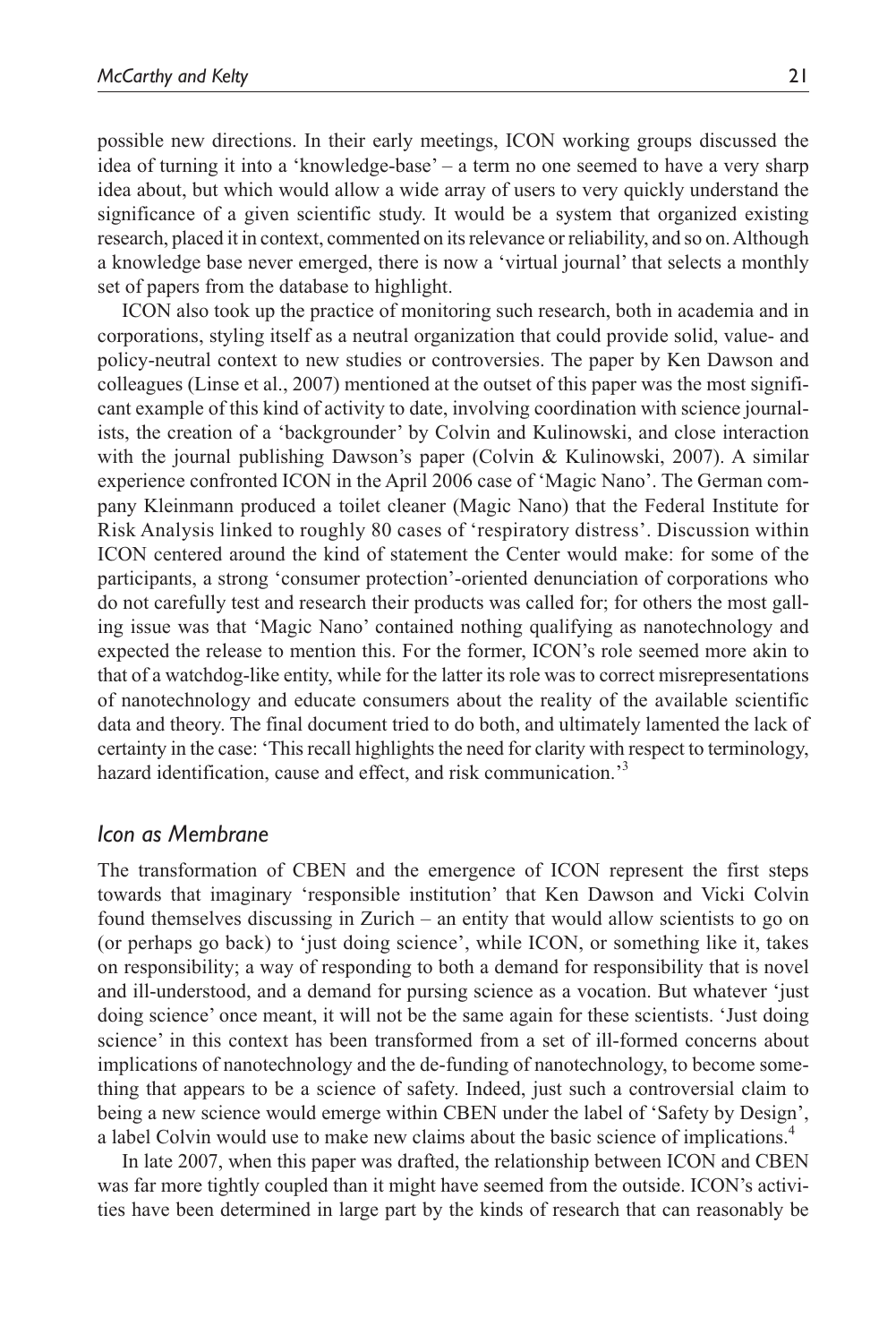possible new directions. In their early meetings, ICON working groups discussed the idea of turning it into a 'knowledge-base' – a term no one seemed to have a very sharp idea about, but which would allow a wide array of users to very quickly understand the significance of a given scientific study. It would be a system that organized existing research, placed it in context, commented on its relevance or reliability, and so on. Although a knowledge base never emerged, there is now a 'virtual journal' that selects a monthly set of papers from the database to highlight.

ICON also took up the practice of monitoring such research, both in academia and in corporations, styling itself as a neutral organization that could provide solid, value- and policy-neutral context to new studies or controversies. The paper by Ken Dawson and colleagues (Linse et al., 2007) mentioned at the outset of this paper was the most significant example of this kind of activity to date, involving coordination with science journalists, the creation of a 'backgrounder' by Colvin and Kulinowski, and close interaction with the journal publishing Dawson's paper (Colvin & Kulinowski, 2007). A similar experience confronted ICON in the April 2006 case of 'Magic Nano'. The German company Kleinmann produced a toilet cleaner (Magic Nano) that the Federal Institute for Risk Analysis linked to roughly 80 cases of 'respiratory distress'. Discussion within ICON centered around the kind of statement the Center would make: for some of the participants, a strong 'consumer protection'-oriented denunciation of corporations who do not carefully test and research their products was called for; for others the most galling issue was that 'Magic Nano' contained nothing qualifying as nanotechnology and expected the release to mention this. For the former, ICON's role seemed more akin to that of a watchdog-like entity, while for the latter its role was to correct misrepresentations of nanotechnology and educate consumers about the reality of the available scientific data and theory. The final document tried to do both, and ultimately lamented the lack of certainty in the case: 'This recall highlights the need for clarity with respect to terminology, hazard identification, cause and effect, and risk communication.'[3]

## *Icon as Membrane*

The transformation of CBEN and the emergence of ICON represent the first steps towards that imaginary 'responsible institution' that Ken Dawson and Vicki Colvin found themselves discussing in Zurich – an entity that would allow scientists to go on (or perhaps go back) to 'just doing science', while ICON, or something like it, takes on responsibility; a way of responding to both a demand for responsibility that is novel and ill-understood, and a demand for pursing science as a vocation. But whatever 'just doing science' once meant, it will not be the same again for these scientists. 'Just doing science' in this context has been transformed from a set of ill-formed concerns about implications of nanotechnology and the de-funding of nanotechnology, to become something that appears to be a science of safety. Indeed, just such a controversial claim to being a new science would emerge within CBEN under the label of 'Safety by Design', a label Colvin would use to make new claims about the basic science of implications.[4]

In late 2007, when this paper was drafted, the relationship between ICON and CBEN was far more tightly coupled than it might have seemed from the outside. ICON's activities have been determined in large part by the kinds of research that can reasonably be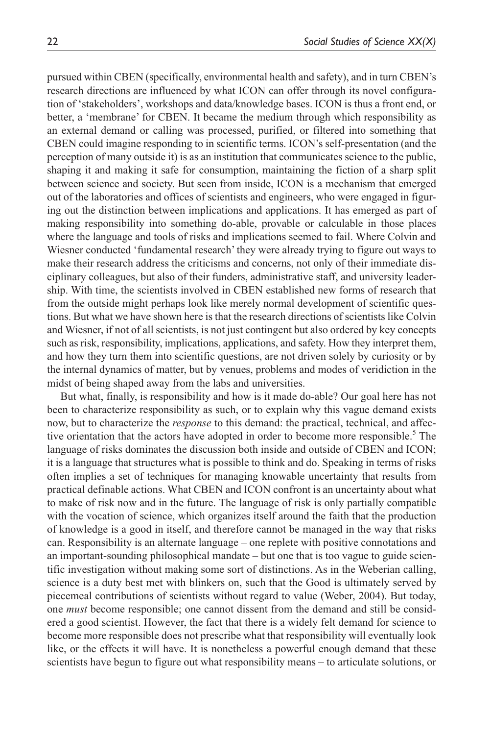pursued within CBEN (specifically, environmental health and safety), and in turn CBEN's research directions are influenced by what ICON can offer through its novel configuration of 'stakeholders', workshops and data/knowledge bases. ICON is thus a front end, or better, a 'membrane' for CBEN. It became the medium through which responsibility as an external demand or calling was processed, purified, or filtered into something that CBEN could imagine responding to in scientific terms. ICON's self-presentation (and the perception of many outside it) is as an institution that communicates science to the public, shaping it and making it safe for consumption, maintaining the fiction of a sharp split between science and society. But seen from inside, ICON is a mechanism that emerged out of the laboratories and offices of scientists and engineers, who were engaged in figuring out the distinction between implications and applications. It has emerged as part of making responsibility into something do-able, provable or calculable in those places where the language and tools of risks and implications seemed to fail. Where Colvin and Wiesner conducted 'fundamental research' they were already trying to figure out ways to make their research address the criticisms and concerns, not only of their immediate disciplinary colleagues, but also of their funders, administrative staff, and university leadership. With time, the scientists involved in CBEN established new forms of research that from the outside might perhaps look like merely normal development of scientific questions. But what we have shown here is that the research directions of scientists like Colvin and Wiesner, if not of all scientists, is not just contingent but also ordered by key concepts such as risk, responsibility, implications, applications, and safety. How they interpret them, and how they turn them into scientific questions, are not driven solely by curiosity or by the internal dynamics of matter, but by venues, problems and modes of veridiction in the midst of being shaped away from the labs and universities.

But what, finally, is responsibility and how is it made do-able? Our goal here has not been to characterize responsibility as such, or to explain why this vague demand exists now, but to characterize the *response* to this demand: the practical, technical, and affective orientation that the actors have adopted in order to become more responsible.[5] The language of risks dominates the discussion both inside and outside of CBEN and ICON; it is a language that structures what is possible to think and do. Speaking in terms of risks often implies a set of techniques for managing knowable uncertainty that results from practical definable actions. What CBEN and ICON confront is an uncertainty about what to make of risk now and in the future. The language of risk is only partially compatible with the vocation of science, which organizes itself around the faith that the production of knowledge is a good in itself, and therefore cannot be managed in the way that risks can. Responsibility is an alternate language – one replete with positive connotations and an important-sounding philosophical mandate – but one that is too vague to guide scientific investigation without making some sort of distinctions. As in the Weberian calling, science is a duty best met with blinkers on, such that the Good is ultimately served by piecemeal contributions of scientists without regard to value (Weber, 2004). But today, one *must* become responsible; one cannot dissent from the demand and still be considered a good scientist. However, the fact that there is a widely felt demand for science to become more responsible does not prescribe what that responsibility will eventually look like, or the effects it will have. It is nonetheless a powerful enough demand that these scientists have begun to figure out what responsibility means – to articulate solutions, or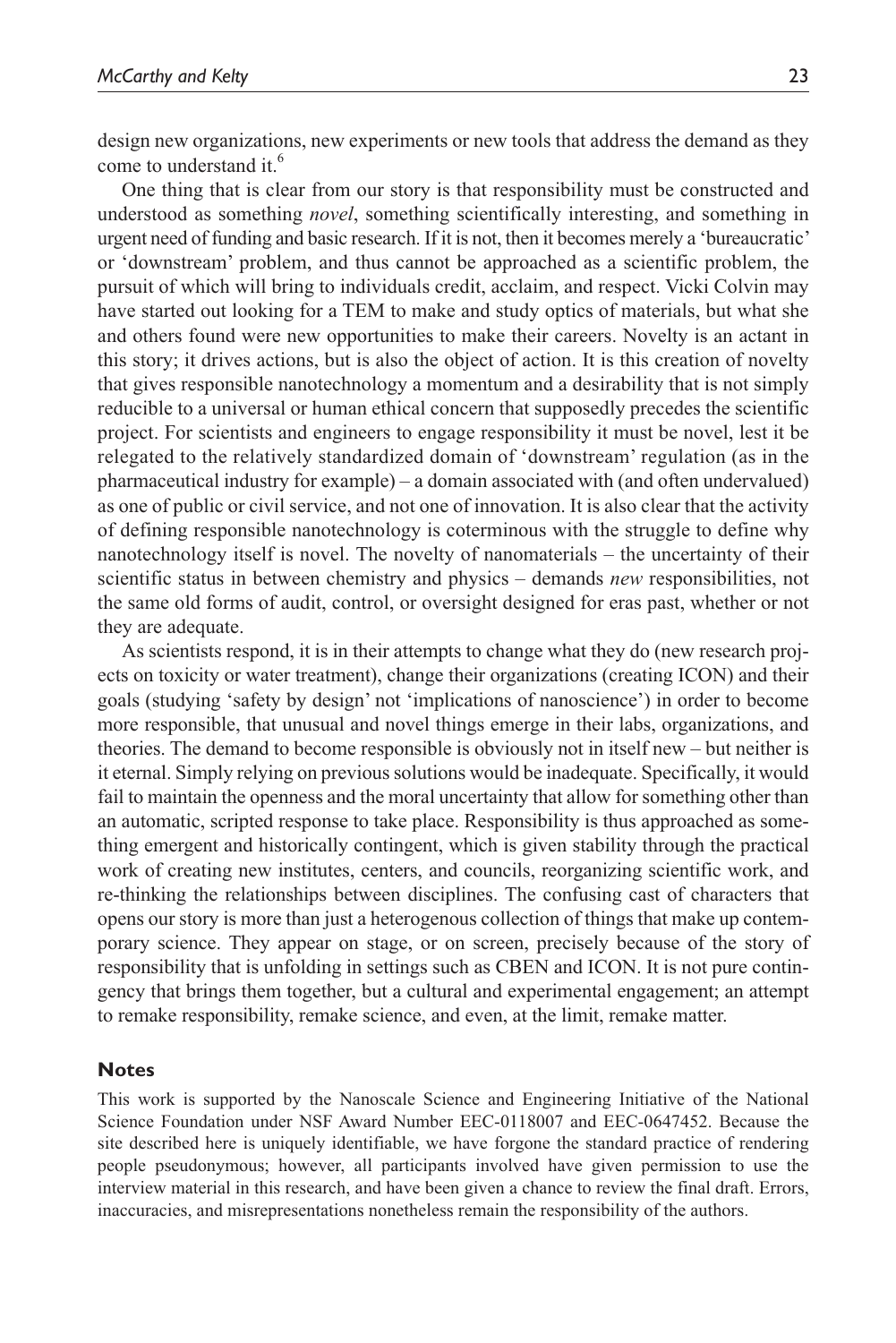design new organizations, new experiments or new tools that address the demand as they come to understand it.[6]

One thing that is clear from our story is that responsibility must be constructed and understood as something *novel*, something scientifically interesting, and something in urgent need of funding and basic research. If it is not, then it becomes merely a 'bureaucratic' or 'downstream' problem, and thus cannot be approached as a scientific problem, the pursuit of which will bring to individuals credit, acclaim, and respect. Vicki Colvin may have started out looking for a TEM to make and study optics of materials, but what she and others found were new opportunities to make their careers. Novelty is an actant in this story; it drives actions, but is also the object of action. It is this creation of novelty that gives responsible nanotechnology a momentum and a desirability that is not simply reducible to a universal or human ethical concern that supposedly precedes the scientific project. For scientists and engineers to engage responsibility it must be novel, lest it be relegated to the relatively standardized domain of 'downstream' regulation (as in the pharmaceutical industry for example) – a domain associated with (and often undervalued) as one of public or civil service, and not one of innovation. It is also clear that the activity of defining responsible nanotechnology is coterminous with the struggle to define why nanotechnology itself is novel. The novelty of nanomaterials – the uncertainty of their scientific status in between chemistry and physics – demands *new* responsibilities, not the same old forms of audit, control, or oversight designed for eras past, whether or not they are adequate.

As scientists respond, it is in their attempts to change what they do (new research projects on toxicity or water treatment), change their organizations (creating ICON) and their goals (studying 'safety by design' not 'implications of nanoscience') in order to become more responsible, that unusual and novel things emerge in their labs, organizations, and theories. The demand to become responsible is obviously not in itself new – but neither is it eternal. Simply relying on previous solutions would be inadequate. Specifically, it would fail to maintain the openness and the moral uncertainty that allow for something other than an automatic, scripted response to take place. Responsibility is thus approached as something emergent and historically contingent, which is given stability through the practical work of creating new institutes, centers, and councils, reorganizing scientific work, and re-thinking the relationships between disciplines. The confusing cast of characters that opens our story is more than just a heterogenous collection of things that make up contemporary science. They appear on stage, or on screen, precisely because of the story of responsibility that is unfolding in settings such as CBEN and ICON. It is not pure contingency that brings them together, but a cultural and experimental engagement; an attempt to remake responsibility, remake science, and even, at the limit, remake matter.

## Notes

This work is supported by the Nanoscale Science and Engineering Initiative of the National Science Foundation under NSF Award Number EEC-0118007 and EEC-0647452. Because the site described here is uniquely identifiable, we have forgone the standard practice of rendering people pseudonymous; however, all participants involved have given permission to use the interview material in this research, and have been given a chance to review the final draft. Errors, inaccuracies, and misrepresentations nonetheless remain the responsibility of the authors.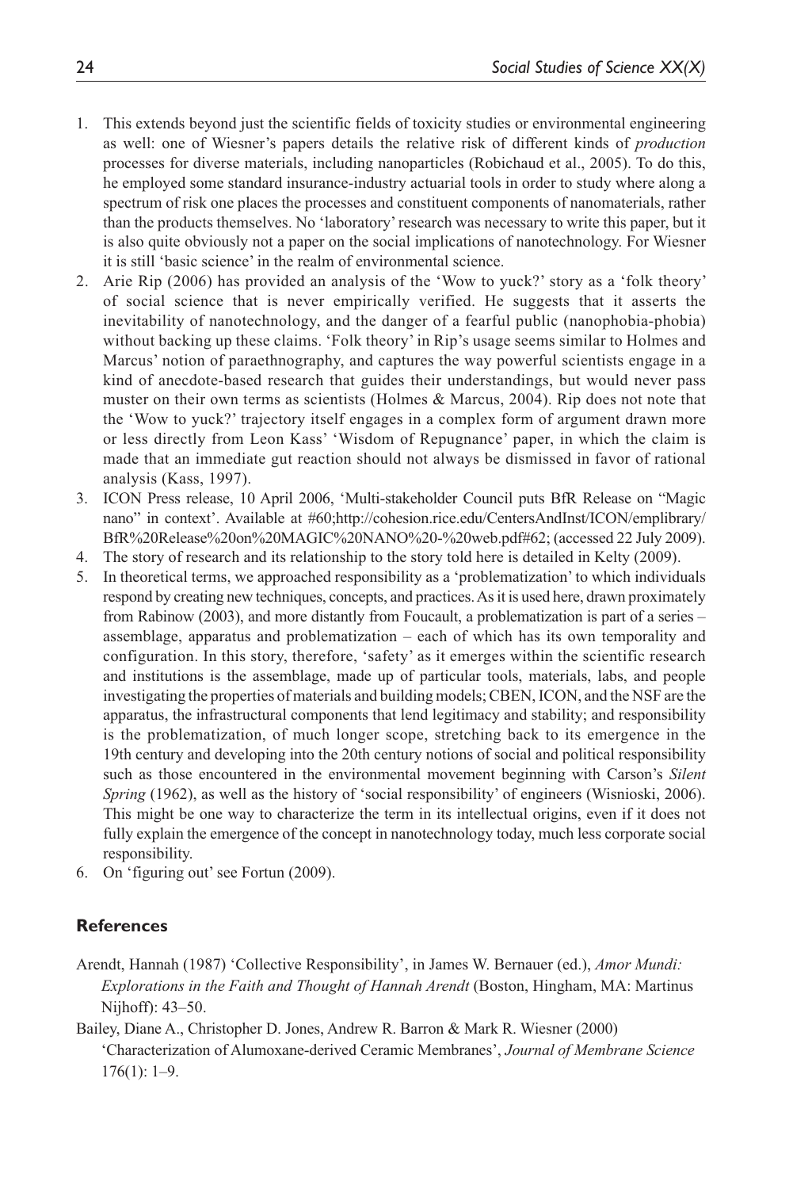1. This extends beyond just the scientific fields of toxicity studies or environmental engineering as well: one of Wiesner's papers details the relative risk of different kinds of *production* processes for diverse materials, including nanoparticles (Robichaud et al., 2005). To do this, he employed some standard insurance-industry actuarial tools in order to study where along a spectrum of risk one places the processes and constituent components of nanomaterials, rather than the products themselves. No 'laboratory' research was necessary to write this paper, but it is also quite obviously not a paper on the social implications of nanotechnology. For Wiesner it is still 'basic science' in the realm of environmental science.
2. Arie Rip (2006) has provided an analysis of the 'Wow to yuck?' story as a 'folk theory' of social science that is never empirically verified. He suggests that it asserts the inevitability of nanotechnology, and the danger of a fearful public (nanophobia-phobia) without backing up these claims. 'Folk theory' in Rip's usage seems similar to Holmes and Marcus' notion of paraethnography, and captures the way powerful scientists engage in a kind of anecdote-based research that guides their understandings, but would never pass muster on their own terms as scientists (Holmes & Marcus, 2004). Rip does not note that the 'Wow to yuck?' trajectory itself engages in a complex form of argument drawn more or less directly from Leon Kass' 'Wisdom of Repugnance' paper, in which the claim is made that an immediate gut reaction should not always be dismissed in favor of rational analysis (Kass, 1997).
3. ICON Press release, 10 April 2006, 'Multi-stakeholder Council puts BfR Release on "Magic nano" in context'. Available at #60;http://cohesion.rice.edu/CentersAndInst/ICON/emplibrary/BfR%20Release%20on%20MAGIC%20NANO%20-%20web.pdf#62; (accessed 22 July 2009).
4. The story of research and its relationship to the story told here is detailed in Kelty (2009).
5. In theoretical terms, we approached responsibility as a 'problematization' to which individuals respond by creating new techniques, concepts, and practices. As it is used here, drawn proximately from Rabinow (2003), and more distantly from Foucault, a problematization is part of a series – assemblage, apparatus and problematization – each of which has its own temporality and configuration. In this story, therefore, 'safety' as it emerges within the scientific research and institutions is the assemblage, made up of particular tools, materials, labs, and people investigating the properties of materials and building models; CBEN, ICON, and the NSF are the apparatus, the infrastructural components that lend legitimacy and stability; and responsibility is the problematization, of much longer scope, stretching back to its emergence in the 19th century and developing into the 20th century notions of social and political responsibility such as those encountered in the environmental movement beginning with Carson's *Silent Spring* (1962), as well as the history of 'social responsibility' of engineers (Wisnioski, 2006). This might be one way to characterize the term in its intellectual origins, even if it does not fully explain the emergence of the concept in nanotechnology today, much less corporate social responsibility.
6. On 'figuring out' see Fortun (2009).

## References

Arendt, Hannah (1987) 'Collective Responsibility', in James W. Bernauer (ed.), *Amor Mundi: Explorations in the Faith and Thought of Hannah Arendt* (Boston, Hingham, MA: Martinus Nijhoff): 43–50.

Bailey, Diane A., Christopher D. Jones, Andrew R. Barron & Mark R. Wiesner (2000) 'Characterization of Alumoxane-derived Ceramic Membranes', *Journal of Membrane Science* 176(1): 1–9.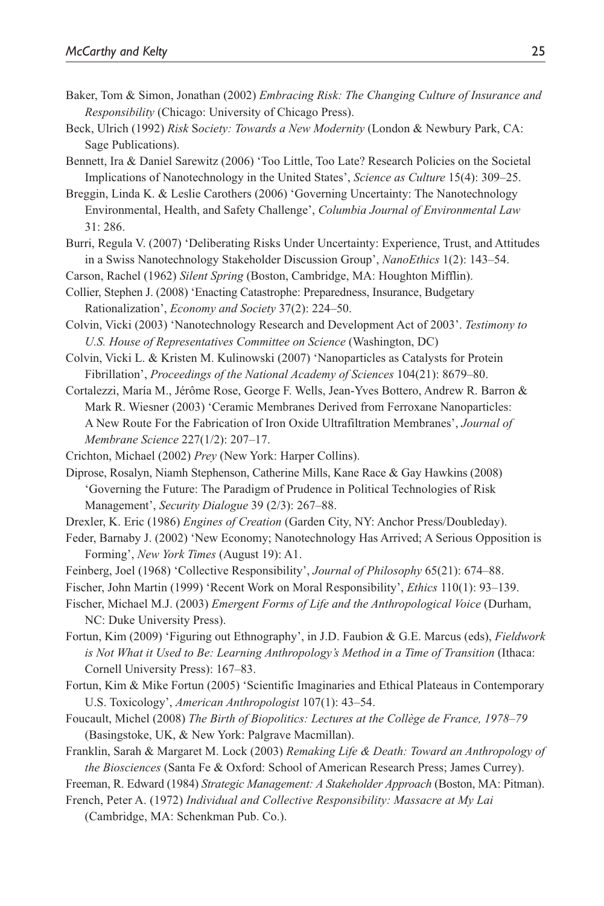Baker, Tom & Simon, Jonathan (2002) *Embracing Risk: The Changing Culture of Insurance and Responsibility* (Chicago: University of Chicago Press).

Beck, Ulrich (1992) *Risk Society: Towards a New Modernity* (London & Newbury Park, CA: Sage Publications).

Bennett, Ira & Daniel Sarewitz (2006) 'Too Little, Too Late? Research Policies on the Societal Implications of Nanotechnology in the United States', *Science as Culture* 15(4): 309–25.

Breggin, Linda K. & Leslie Carothers (2006) 'Governing Uncertainty: The Nanotechnology Environmental, Health, and Safety Challenge', *Columbia Journal of Environmental Law* 31: 286.

Burri, Regula V. (2007) 'Deliberating Risks Under Uncertainty: Experience, Trust, and Attitudes in a Swiss Nanotechnology Stakeholder Discussion Group', *NanoEthics* 1(2): 143–54.

Carson, Rachel (1962) *Silent Spring* (Boston, Cambridge, MA: Houghton Mifflin).

Collier, Stephen J. (2008) 'Enacting Catastrophe: Preparedness, Insurance, Budgetary Rationalization', *Economy and Society* 37(2): 224–50.

Colvin, Vicki (2003) 'Nanotechnology Research and Development Act of 2003'. *Testimony to U.S. House of Representatives Committee on Science* (Washington, DC)

Colvin, Vicki L. & Kristen M. Kulinowski (2007) 'Nanoparticles as Catalysts for Protein Fibrillation', *Proceedings of the National Academy of Sciences* 104(21): 8679–80.

Cortalezzi, María M., Jérôme Rose, George F. Wells, Jean-Yves Bottero, Andrew R. Barron & Mark R. Wiesner (2003) 'Ceramic Membranes Derived from Ferroxane Nanoparticles: A New Route For the Fabrication of Iron Oxide Ultrafiltration Membranes', *Journal of Membrane Science* 227(1/2): 207–17.

Crichton, Michael (2002) *Prey* (New York: Harper Collins).

Diprose, Rosalyn, Niamh Stephenson, Catherine Mills, Kane Race & Gay Hawkins (2008) 'Governing the Future: The Paradigm of Prudence in Political Technologies of Risk Management', *Security Dialogue* 39 (2/3): 267–88.

Drexler, K. Eric (1986) *Engines of Creation* (Garden City, NY: Anchor Press/Doubleday).

Feder, Barnaby J. (2002) 'New Economy; Nanotechnology Has Arrived; A Serious Opposition is Forming', *New York Times* (August 19): A1.

Feinberg, Joel (1968) 'Collective Responsibility', *Journal of Philosophy* 65(21): 674–88.

Fischer, John Martin (1999) 'Recent Work on Moral Responsibility', *Ethics* 110(1): 93–139.

Fischer, Michael M.J. (2003) *Emergent Forms of Life and the Anthropological Voice* (Durham, NC: Duke University Press).

Fortun, Kim (2009) 'Figuring out Ethnography', in J.D. Faubion & G.E. Marcus (eds), *Fieldwork is Not What it Used to Be: Learning Anthropology's Method in a Time of Transition* (Ithaca: Cornell University Press): 167–83.

Fortun, Kim & Mike Fortun (2005) 'Scientific Imaginaries and Ethical Plateaus in Contemporary U.S. Toxicology', *American Anthropologist* 107(1): 43–54.

Foucault, Michel (2008) *The Birth of Biopolitics: Lectures at the Collège de France, 1978–79* (Basingstoke, UK, & New York: Palgrave Macmillan).

Franklin, Sarah & Margaret M. Lock (2003) *Remaking Life & Death: Toward an Anthropology of the Biosciences* (Santa Fe & Oxford: School of American Research Press; James Currey).

Freeman, R. Edward (1984) *Strategic Management: A Stakeholder Approach* (Boston, MA: Pitman).

French, Peter A. (1972) *Individual and Collective Responsibility: Massacre at My Lai* (Cambridge, MA: Schenkman Pub. Co.).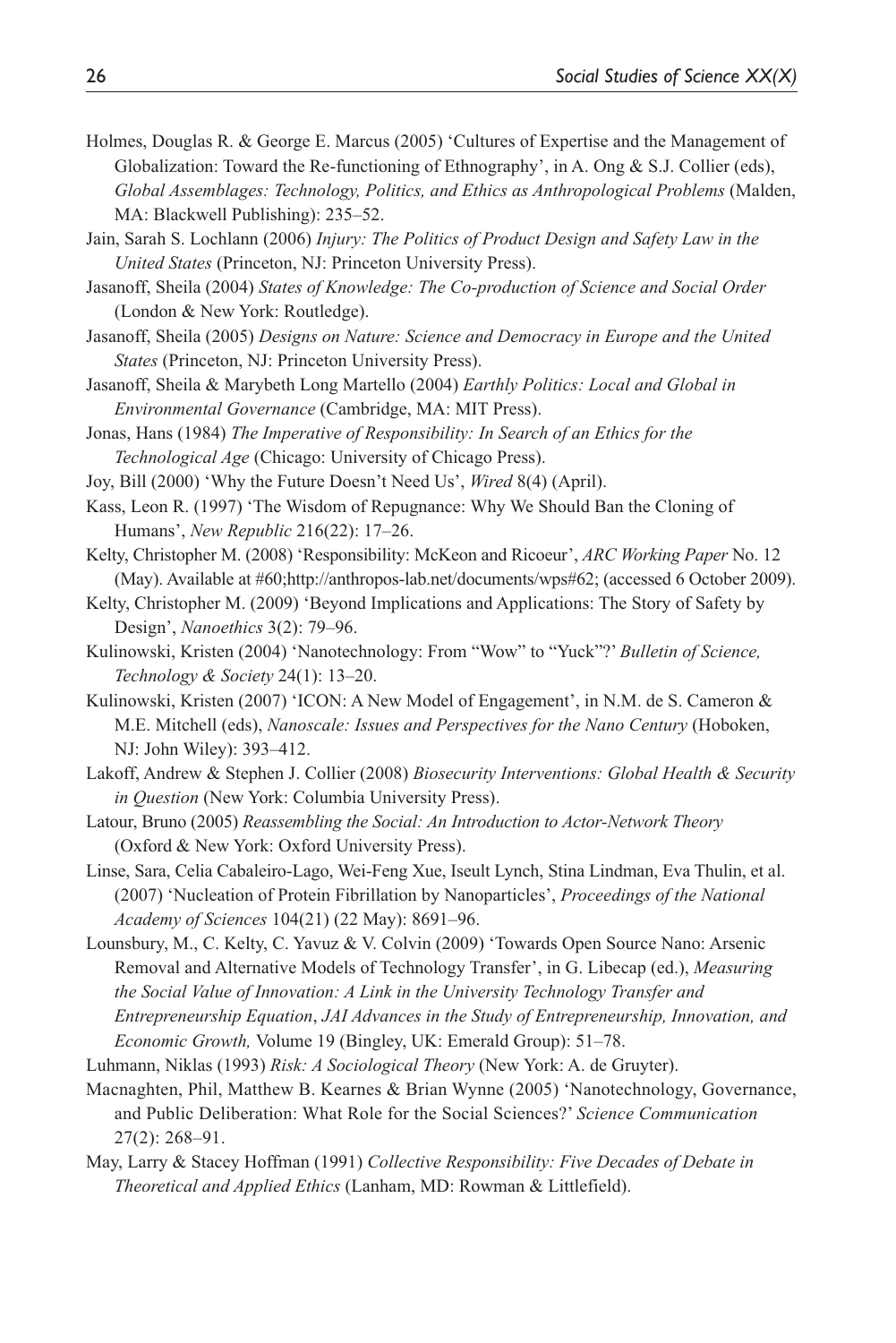Holmes, Douglas R. & George E. Marcus (2005) 'Cultures of Expertise and the Management of Globalization: Toward the Re-functioning of Ethnography', in A. Ong & S.J. Collier (eds), *Global Assemblages: Technology, Politics, and Ethics as Anthropological Problems* (Malden, MA: Blackwell Publishing): 235–52.

Jain, Sarah S. Lochlann (2006) *Injury: The Politics of Product Design and Safety Law in the United States* (Princeton, NJ: Princeton University Press).

Jasanoff, Sheila (2004) *States of Knowledge: The Co-production of Science and Social Order* (London & New York: Routledge).

Jasanoff, Sheila (2005) *Designs on Nature: Science and Democracy in Europe and the United States* (Princeton, NJ: Princeton University Press).

Jasanoff, Sheila & Marybeth Long Martello (2004) *Earthly Politics: Local and Global in Environmental Governance* (Cambridge, MA: MIT Press).

Jonas, Hans (1984) *The Imperative of Responsibility: In Search of an Ethics for the Technological Age* (Chicago: University of Chicago Press).

Joy, Bill (2000) 'Why the Future Doesn't Need Us', *Wired* 8(4) (April).

Kass, Leon R. (1997) 'The Wisdom of Repugnance: Why We Should Ban the Cloning of Humans', *New Republic* 216(22): 17–26.

Kelty, Christopher M. (2008) 'Responsibility: McKeon and Ricoeur', *ARC Working Paper* No. 12 (May). Available at #60;http://anthropos-lab.net/documents/wps#62; (accessed 6 October 2009).

Kelty, Christopher M. (2009) 'Beyond Implications and Applications: The Story of Safety by Design', *Nanoethics* 3(2): 79–96.

Kulinowski, Kristen (2004) 'Nanotechnology: From "Wow" to "Yuck"?' *Bulletin of Science, Technology & Society* 24(1): 13–20.

Kulinowski, Kristen (2007) 'ICON: A New Model of Engagement', in N.M. de S. Cameron & M.E. Mitchell (eds), *Nanoscale: Issues and Perspectives for the Nano Century* (Hoboken, NJ: John Wiley): 393–412.

Lakoff, Andrew & Stephen J. Collier (2008) *Biosecurity Interventions: Global Health & Security in Question* (New York: Columbia University Press).

Latour, Bruno (2005) *Reassembling the Social: An Introduction to Actor-Network Theory* (Oxford & New York: Oxford University Press).

Linse, Sara, Celia Cabaleiro-Lago, Wei-Feng Xue, Iseult Lynch, Stina Lindman, Eva Thulin, et al. (2007) 'Nucleation of Protein Fibrillation by Nanoparticles', *Proceedings of the National Academy of Sciences* 104(21) (22 May): 8691–96.

Lounsbury, M., C. Kelty, C. Yavuz & V. Colvin (2009) 'Towards Open Source Nano: Arsenic Removal and Alternative Models of Technology Transfer', in G. Libecap (ed.), *Measuring the Social Value of Innovation: A Link in the University Technology Transfer and Entrepreneurship Equation*, *JAI Advances in the Study of Entrepreneurship, Innovation, and Economic Growth,* Volume 19 (Bingley, UK: Emerald Group): 51–78.

Luhmann, Niklas (1993) *Risk: A Sociological Theory* (New York: A. de Gruyter).

Macnaghten, Phil, Matthew B. Kearnes & Brian Wynne (2005) 'Nanotechnology, Governance, and Public Deliberation: What Role for the Social Sciences?' *Science Communication* 27(2): 268–91.

May, Larry & Stacey Hoffman (1991) *Collective Responsibility: Five Decades of Debate in Theoretical and Applied Ethics* (Lanham, MD: Rowman & Littlefield).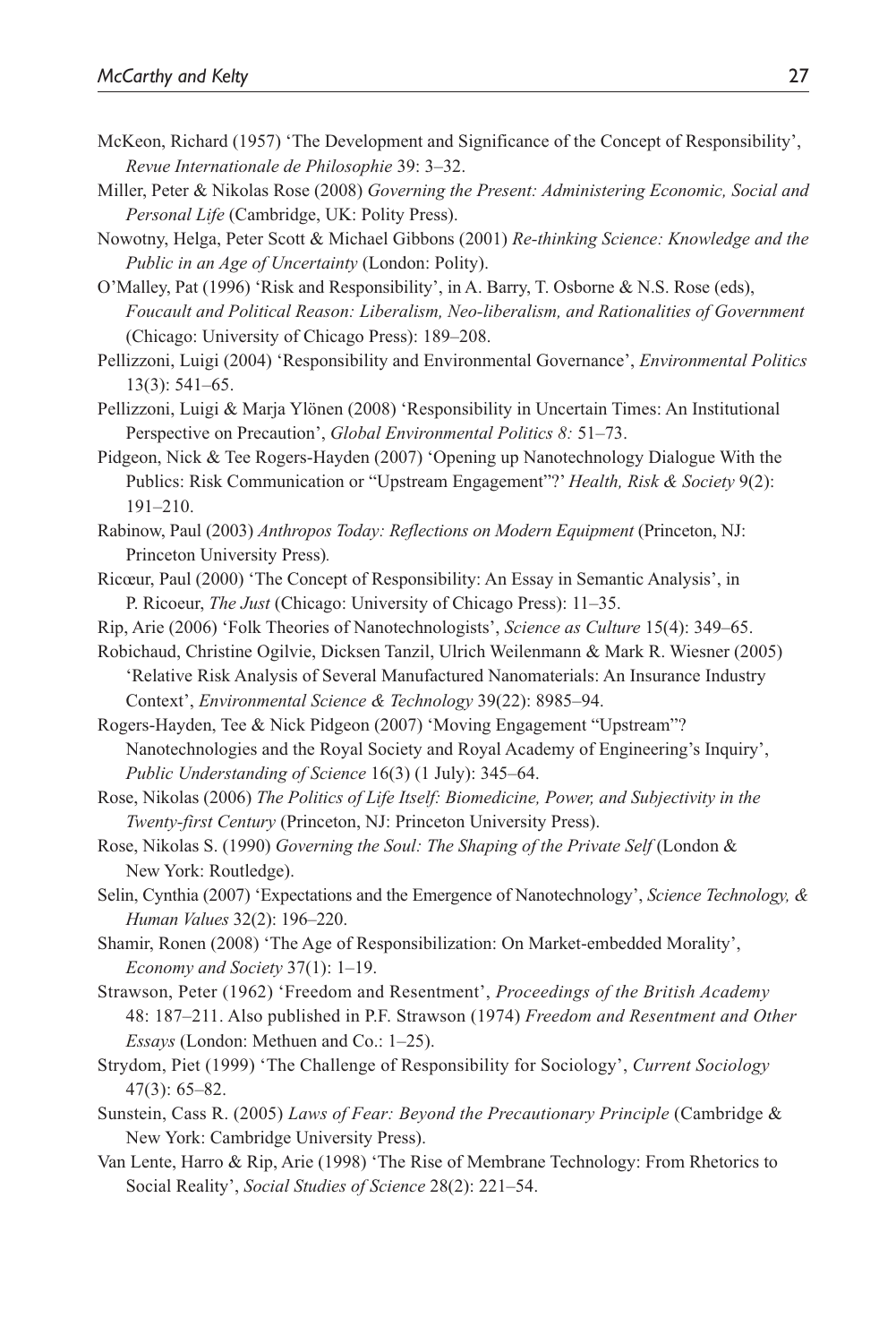McKeon, Richard (1957) 'The Development and Significance of the Concept of Responsibility', *Revue Internationale de Philosophie* 39: 3–32.

Miller, Peter & Nikolas Rose (2008) *Governing the Present: Administering Economic, Social and Personal Life* (Cambridge, UK: Polity Press).

Nowotny, Helga, Peter Scott & Michael Gibbons (2001) *Re-thinking Science: Knowledge and the Public in an Age of Uncertainty* (London: Polity).

O'Malley, Pat (1996) 'Risk and Responsibility', in A. Barry, T. Osborne & N.S. Rose (eds), *Foucault and Political Reason: Liberalism, Neo-liberalism, and Rationalities of Government* (Chicago: University of Chicago Press): 189–208.

Pellizzoni, Luigi (2004) 'Responsibility and Environmental Governance', *Environmental Politics* 13(3): 541–65.

Pellizzoni, Luigi & Marja Ylönen (2008) 'Responsibility in Uncertain Times: An Institutional Perspective on Precaution', *Global Environmental Politics 8:* 51–73.

Pidgeon, Nick & Tee Rogers-Hayden (2007) 'Opening up Nanotechnology Dialogue With the Publics: Risk Communication or "Upstream Engagement"?' *Health, Risk & Society* 9(2): 191–210.

Rabinow, Paul (2003) *Anthropos Today: Reflections on Modern Equipment* (Princeton, NJ: Princeton University Press).

Ricœur, Paul (2000) 'The Concept of Responsibility: An Essay in Semantic Analysis', in P. Ricoeur, *The Just* (Chicago: University of Chicago Press): 11–35.

Rip, Arie (2006) 'Folk Theories of Nanotechnologists', *Science as Culture* 15(4): 349–65.

Robichaud, Christine Ogilvie, Dicksen Tanzil, Ulrich Weilenmann & Mark R. Wiesner (2005) 'Relative Risk Analysis of Several Manufactured Nanomaterials: An Insurance Industry Context', *Environmental Science & Technology* 39(22): 8985–94.

Rogers-Hayden, Tee & Nick Pidgeon (2007) 'Moving Engagement "Upstream"? Nanotechnologies and the Royal Society and Royal Academy of Engineering's Inquiry', *Public Understanding of Science* 16(3) (1 July): 345–64.

Rose, Nikolas (2006) *The Politics of Life Itself: Biomedicine, Power, and Subjectivity in the Twenty-first Century* (Princeton, NJ: Princeton University Press).

Rose, Nikolas S. (1990) *Governing the Soul: The Shaping of the Private Self* (London & New York: Routledge).

Selin, Cynthia (2007) 'Expectations and the Emergence of Nanotechnology', *Science Technology, & Human Values* 32(2): 196–220.

Shamir, Ronen (2008) 'The Age of Responsibilization: On Market-embedded Morality', *Economy and Society* 37(1): 1–19.

Strawson, Peter (1962) 'Freedom and Resentment', *Proceedings of the British Academy* 48: 187–211. Also published in P.F. Strawson (1974) *Freedom and Resentment and Other Essays* (London: Methuen and Co.: 1–25).

Strydom, Piet (1999) 'The Challenge of Responsibility for Sociology', *Current Sociology* 47(3): 65–82.

Sunstein, Cass R. (2005) *Laws of Fear: Beyond the Precautionary Principle* (Cambridge & New York: Cambridge University Press).

Van Lente, Harro & Rip, Arie (1998) 'The Rise of Membrane Technology: From Rhetorics to Social Reality', *Social Studies of Science* 28(2): 221–54.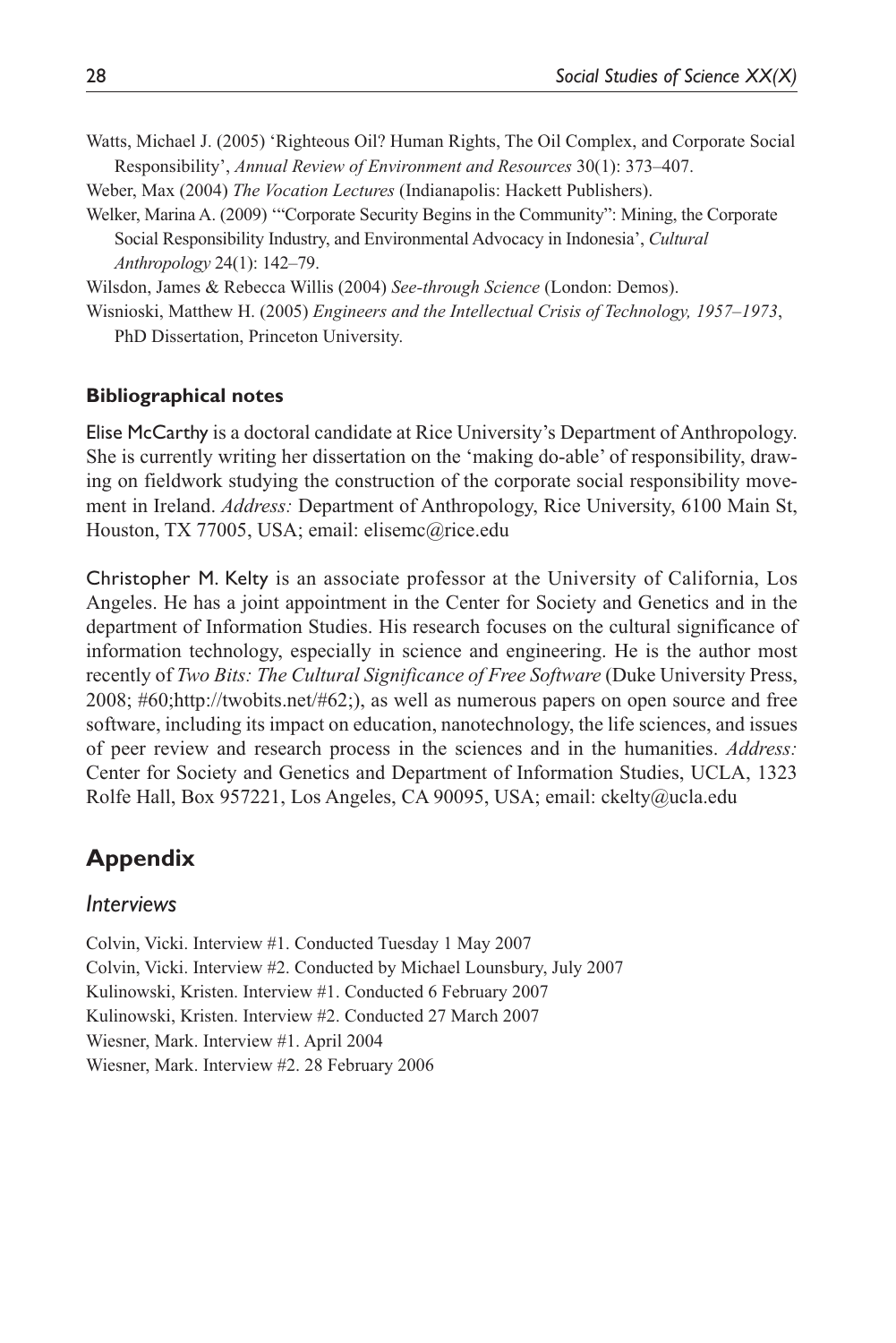Watts, Michael J. (2005) 'Righteous Oil? Human Rights, The Oil Complex, and Corporate Social Responsibility', *Annual Review of Environment and Resources* 30(1): 373–407.

Weber, Max (2004) *The Vocation Lectures* (Indianapolis: Hackett Publishers).

Welker, Marina A. (2009) '"Corporate Security Begins in the Community": Mining, the Corporate Social Responsibility Industry, and Environmental Advocacy in Indonesia', *Cultural Anthropology* 24(1): 142–79.

Wilsdon, James & Rebecca Willis (2004) *See-through Science* (London: Demos).

Wisnioski, Matthew H. (2005) *Engineers and the Intellectual Crisis of Technology, 1957–1973*, PhD Dissertation, Princeton University.

### Bibliographical notes

Elise McCarthy is a doctoral candidate at Rice University's Department of Anthropology. She is currently writing her dissertation on the 'making do-able' of responsibility, drawing on fieldwork studying the construction of the corporate social responsibility movement in Ireland. *Address:* Department of Anthropology, Rice University, 6100 Main St, Houston, TX 77005, USA; email: elisemc@rice.edu

Christopher M. Kelty is an associate professor at the University of California, Los Angeles. He has a joint appointment in the Center for Society and Genetics and in the department of Information Studies. His research focuses on the cultural significance of information technology, especially in science and engineering. He is the author most recently of *Two Bits: The Cultural Significance of Free Software* (Duke University Press, 2008; #60;http://twobits.net/#62;), as well as numerous papers on open source and free software, including its impact on education, nanotechnology, the life sciences, and issues of peer review and research process in the sciences and in the humanities. *Address:* Center for Society and Genetics and Department of Information Studies, UCLA, 1323 Rolfe Hall, Box 957221, Los Angeles, CA 90095, USA; email: ckelty@ucla.edu

## Appendix

### *Interviews*

Colvin, Vicki. Interview #1. Conducted Tuesday 1 May 2007
Colvin, Vicki. Interview #2. Conducted by Michael Lounsbury, July 2007
Kulinowski, Kristen. Interview #1. Conducted 6 February 2007
Kulinowski, Kristen. Interview #2. Conducted 27 March 2007
Wiesner, Mark. Interview #1. April 2004
Wiesner, Mark. Interview #2. 28 February 2006